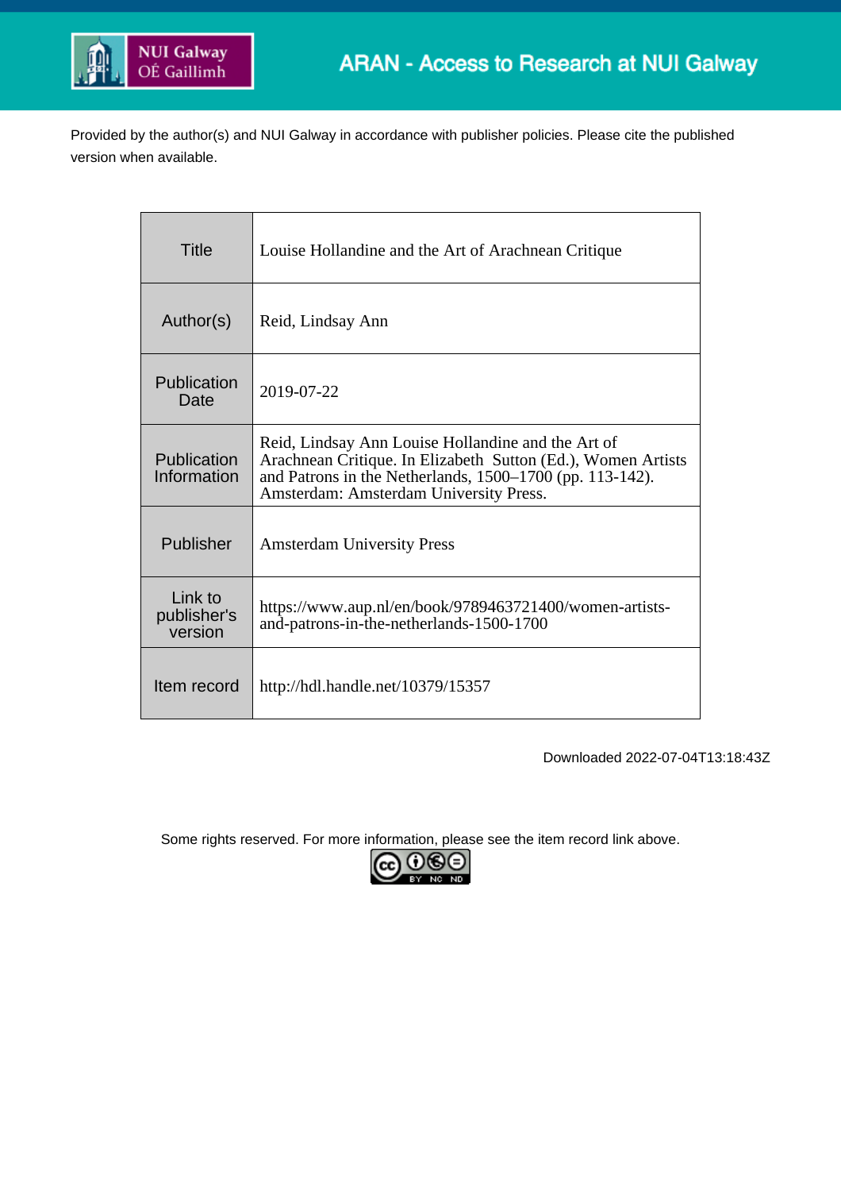NUI Galway
OÉ Gaillimh

ARAN - Access to Research at NUI Galway

Provided by the author(s) and NUI Galway in accordance with publisher policies. Please cite the published version when available.

| Title | Louise Hollandine and the Art of Arachnean Critique |
|---|---|
| Author(s) | Reid, Lindsay Ann |
| Publication Date | 2019-07-22 |
| Publication Information | Reid, Lindsay Ann Louise Hollandine and the Art of Arachnean Critique. In Elizabeth  Sutton (Ed.), Women Artists and Patrons in the Netherlands, 1500–1700 (pp. 113-142). Amsterdam: Amsterdam University Press. |
| Publisher | Amsterdam University Press |
| Link to publisher's version | https://www.aup.nl/en/book/9789463721400/women-artists-and-patrons-in-the-netherlands-1500-1700 |
| Item record | http://hdl.handle.net/10379/15357 |

Downloaded 2022-07-04T13:18:43Z

Some rights reserved. For more information, please see the item record link above.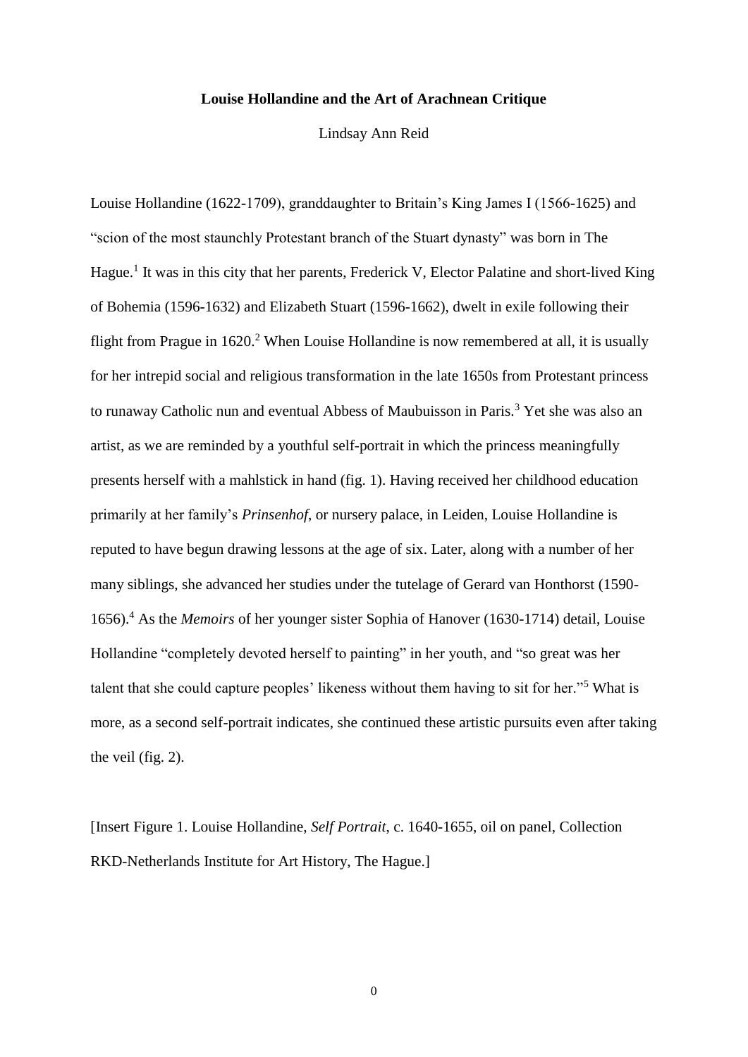**Louise Hollandine and the Art of Arachnean Critique**

Lindsay Ann Reid

Louise Hollandine (1622-1709), granddaughter to Britain's King James I (1566-1625) and "scion of the most staunchly Protestant branch of the Stuart dynasty" was born in The Hague.[1] It was in this city that her parents, Frederick V, Elector Palatine and short-lived King of Bohemia (1596-1632) and Elizabeth Stuart (1596-1662), dwelt in exile following their flight from Prague in 1620.[2] When Louise Hollandine is now remembered at all, it is usually for her intrepid social and religious transformation in the late 1650s from Protestant princess to runaway Catholic nun and eventual Abbess of Maubuisson in Paris.[3] Yet she was also an artist, as we are reminded by a youthful self-portrait in which the princess meaningfully presents herself with a mahlstick in hand (fig. 1). Having received her childhood education primarily at her family's *Prinsenhof*, or nursery palace, in Leiden, Louise Hollandine is reputed to have begun drawing lessons at the age of six. Later, along with a number of her many siblings, she advanced her studies under the tutelage of Gerard van Honthorst (1590-1656).[4] As the *Memoirs* of her younger sister Sophia of Hanover (1630-1714) detail, Louise Hollandine "completely devoted herself to painting" in her youth, and "so great was her talent that she could capture peoples' likeness without them having to sit for her."[5] What is more, as a second self-portrait indicates, she continued these artistic pursuits even after taking the veil (fig. 2).

[Insert Figure 1. Louise Hollandine, *Self Portrait*, c. 1640-1655, oil on panel, Collection RKD-Netherlands Institute for Art History, The Hague.]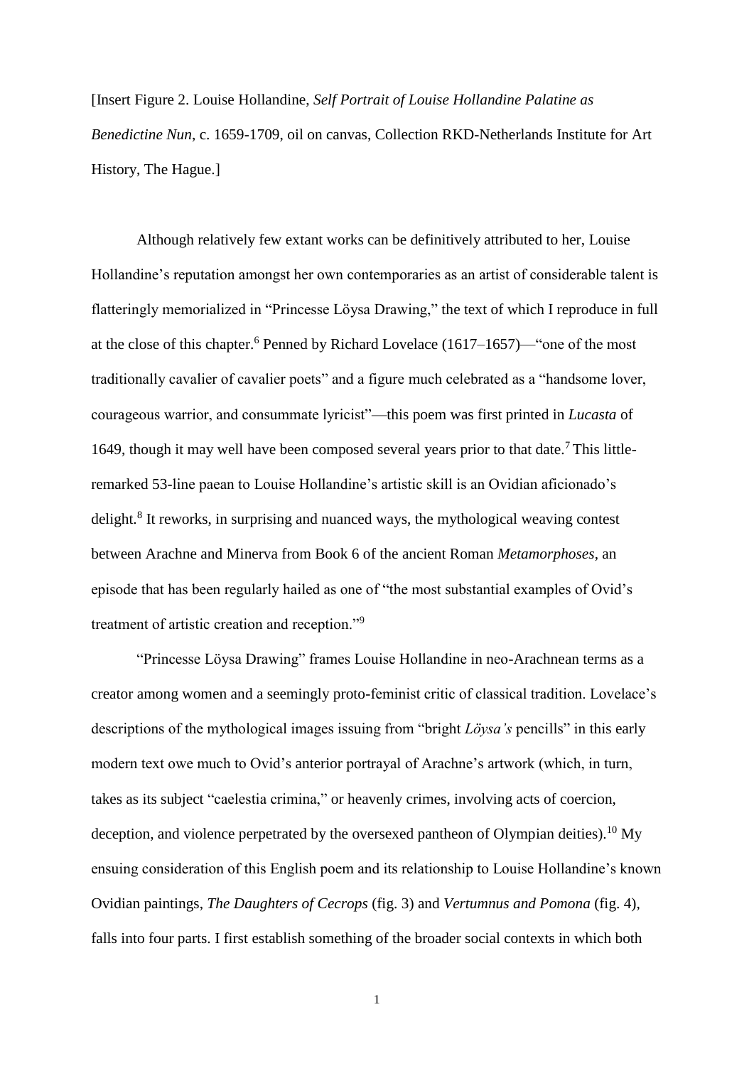[Insert Figure 2. Louise Hollandine, *Self Portrait of Louise Hollandine Palatine as Benedictine Nun*, c. 1659-1709, oil on canvas, Collection RKD-Netherlands Institute for Art History, The Hague.]

Although relatively few extant works can be definitively attributed to her, Louise Hollandine's reputation amongst her own contemporaries as an artist of considerable talent is flatteringly memorialized in "Princesse Löysa Drawing," the text of which I reproduce in full at the close of this chapter.[6] Penned by Richard Lovelace (1617–1657)—"one of the most traditionally cavalier of cavalier poets" and a figure much celebrated as a "handsome lover, courageous warrior, and consummate lyricist"—this poem was first printed in *Lucasta* of 1649, though it may well have been composed several years prior to that date.[7] This little-remarked 53-line paean to Louise Hollandine's artistic skill is an Ovidian aficionado's delight.[8] It reworks, in surprising and nuanced ways, the mythological weaving contest between Arachne and Minerva from Book 6 of the ancient Roman *Metamorphoses*, an episode that has been regularly hailed as one of "the most substantial examples of Ovid's treatment of artistic creation and reception."[9]

"Princesse Löysa Drawing" frames Louise Hollandine in neo-Arachnean terms as a creator among women and a seemingly proto-feminist critic of classical tradition. Lovelace's descriptions of the mythological images issuing from "bright *Löysa's* pencills" in this early modern text owe much to Ovid's anterior portrayal of Arachne's artwork (which, in turn, takes as its subject "caelestia crimina," or heavenly crimes, involving acts of coercion, deception, and violence perpetrated by the oversexed pantheon of Olympian deities).[10] My ensuing consideration of this English poem and its relationship to Louise Hollandine's known Ovidian paintings, *The Daughters of Cecrops* (fig. 3) and *Vertumnus and Pomona* (fig. 4), falls into four parts. I first establish something of the broader social contexts in which both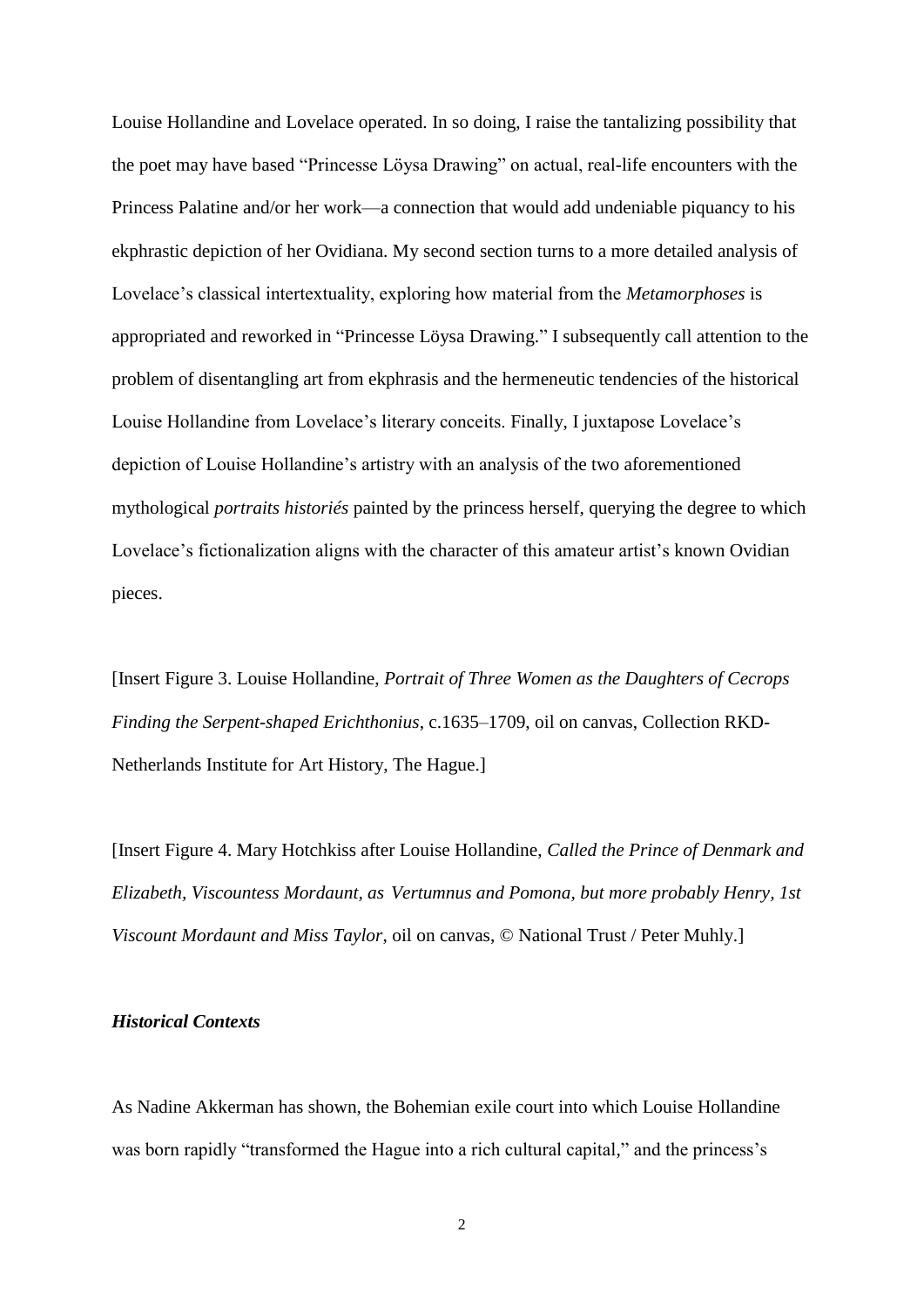Louise Hollandine and Lovelace operated. In so doing, I raise the tantalizing possibility that the poet may have based "Princesse Löysa Drawing" on actual, real-life encounters with the Princess Palatine and/or her work—a connection that would add undeniable piquancy to his ekphrastic depiction of her Ovidiana. My second section turns to a more detailed analysis of Lovelace's classical intertextuality, exploring how material from the *Metamorphoses* is appropriated and reworked in "Princesse Löysa Drawing." I subsequently call attention to the problem of disentangling art from ekphrasis and the hermeneutic tendencies of the historical Louise Hollandine from Lovelace's literary conceits. Finally, I juxtapose Lovelace's depiction of Louise Hollandine's artistry with an analysis of the two aforementioned mythological *portraits historiés* painted by the princess herself, querying the degree to which Lovelace's fictionalization aligns with the character of this amateur artist's known Ovidian pieces.

[Insert Figure 3. Louise Hollandine, *Portrait of Three Women as the Daughters of Cecrops Finding the Serpent-shaped Erichthonius*, c.1635–1709, oil on canvas, Collection RKD-Netherlands Institute for Art History, The Hague.]

[Insert Figure 4. Mary Hotchkiss after Louise Hollandine, *Called the Prince of Denmark and Elizabeth, Viscountess Mordaunt, as Vertumnus and Pomona, but more probably Henry, 1st Viscount Mordaunt and Miss Taylor*, oil on canvas, © National Trust / Peter Muhly.]

### *Historical Contexts*

As Nadine Akkerman has shown, the Bohemian exile court into which Louise Hollandine was born rapidly "transformed the Hague into a rich cultural capital," and the princess's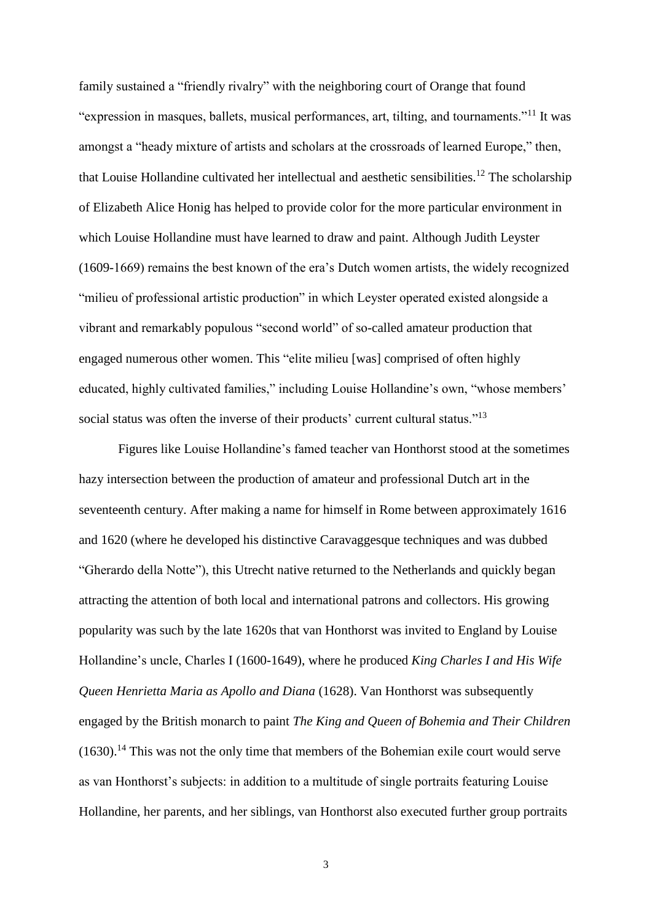family sustained a "friendly rivalry" with the neighboring court of Orange that found "expression in masques, ballets, musical performances, art, tilting, and tournaments."[11] It was amongst a "heady mixture of artists and scholars at the crossroads of learned Europe," then, that Louise Hollandine cultivated her intellectual and aesthetic sensibilities.[12] The scholarship of Elizabeth Alice Honig has helped to provide color for the more particular environment in which Louise Hollandine must have learned to draw and paint. Although Judith Leyster (1609-1669) remains the best known of the era's Dutch women artists, the widely recognized "milieu of professional artistic production" in which Leyster operated existed alongside a vibrant and remarkably populous "second world" of so-called amateur production that engaged numerous other women. This "elite milieu [was] comprised of often highly educated, highly cultivated families," including Louise Hollandine's own, "whose members' social status was often the inverse of their products' current cultural status."[13]

Figures like Louise Hollandine's famed teacher van Honthorst stood at the sometimes hazy intersection between the production of amateur and professional Dutch art in the seventeenth century. After making a name for himself in Rome between approximately 1616 and 1620 (where he developed his distinctive Caravaggesque techniques and was dubbed "Gherardo della Notte"), this Utrecht native returned to the Netherlands and quickly began attracting the attention of both local and international patrons and collectors. His growing popularity was such by the late 1620s that van Honthorst was invited to England by Louise Hollandine's uncle, Charles I (1600-1649), where he produced *King Charles I and His Wife Queen Henrietta Maria as Apollo and Diana* (1628). Van Honthorst was subsequently engaged by the British monarch to paint *The King and Queen of Bohemia and Their Children* (1630).[14] This was not the only time that members of the Bohemian exile court would serve as van Honthorst's subjects: in addition to a multitude of single portraits featuring Louise Hollandine, her parents, and her siblings, van Honthorst also executed further group portraits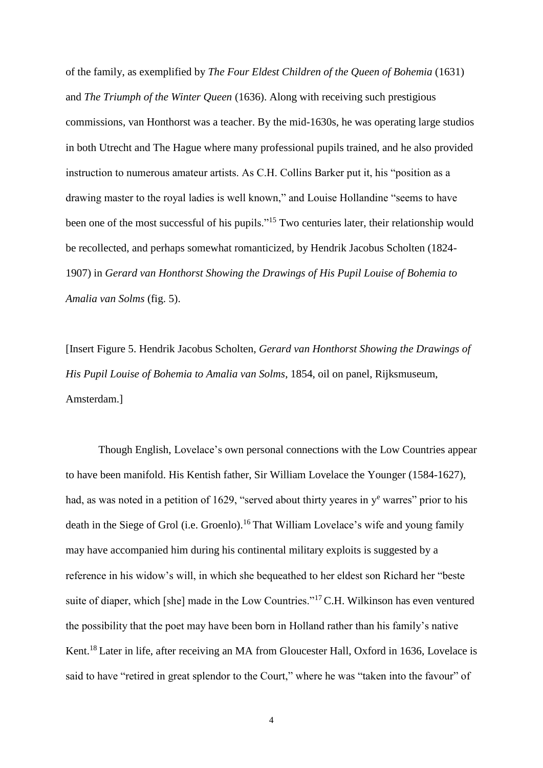of the family, as exemplified by *The Four Eldest Children of the Queen of Bohemia* (1631) and *The Triumph of the Winter Queen* (1636). Along with receiving such prestigious commissions, van Honthorst was a teacher. By the mid-1630s, he was operating large studios in both Utrecht and The Hague where many professional pupils trained, and he also provided instruction to numerous amateur artists. As C.H. Collins Barker put it, his "position as a drawing master to the royal ladies is well known," and Louise Hollandine "seems to have been one of the most successful of his pupils."[15] Two centuries later, their relationship would be recollected, and perhaps somewhat romanticized, by Hendrik Jacobus Scholten (1824-1907) in *Gerard van Honthorst Showing the Drawings of His Pupil Louise of Bohemia to Amalia van Solms* (fig. 5).

[Insert Figure 5. Hendrik Jacobus Scholten, *Gerard van Honthorst Showing the Drawings of His Pupil Louise of Bohemia to Amalia van Solms*, 1854, oil on panel, Rijksmuseum, Amsterdam.]

Though English, Lovelace's own personal connections with the Low Countries appear to have been manifold. His Kentish father, Sir William Lovelace the Younger (1584-1627), had, as was noted in a petition of 1629, "served about thirty yeares in y[e] warres" prior to his death in the Siege of Grol (i.e. Groenlo).[16] That William Lovelace's wife and young family may have accompanied him during his continental military exploits is suggested by a reference in his widow's will, in which she bequeathed to her eldest son Richard her "beste suite of diaper, which [she] made in the Low Countries."[17] C.H. Wilkinson has even ventured the possibility that the poet may have been born in Holland rather than his family's native Kent.[18] Later in life, after receiving an MA from Gloucester Hall, Oxford in 1636, Lovelace is said to have "retired in great splendor to the Court," where he was "taken into the favour" of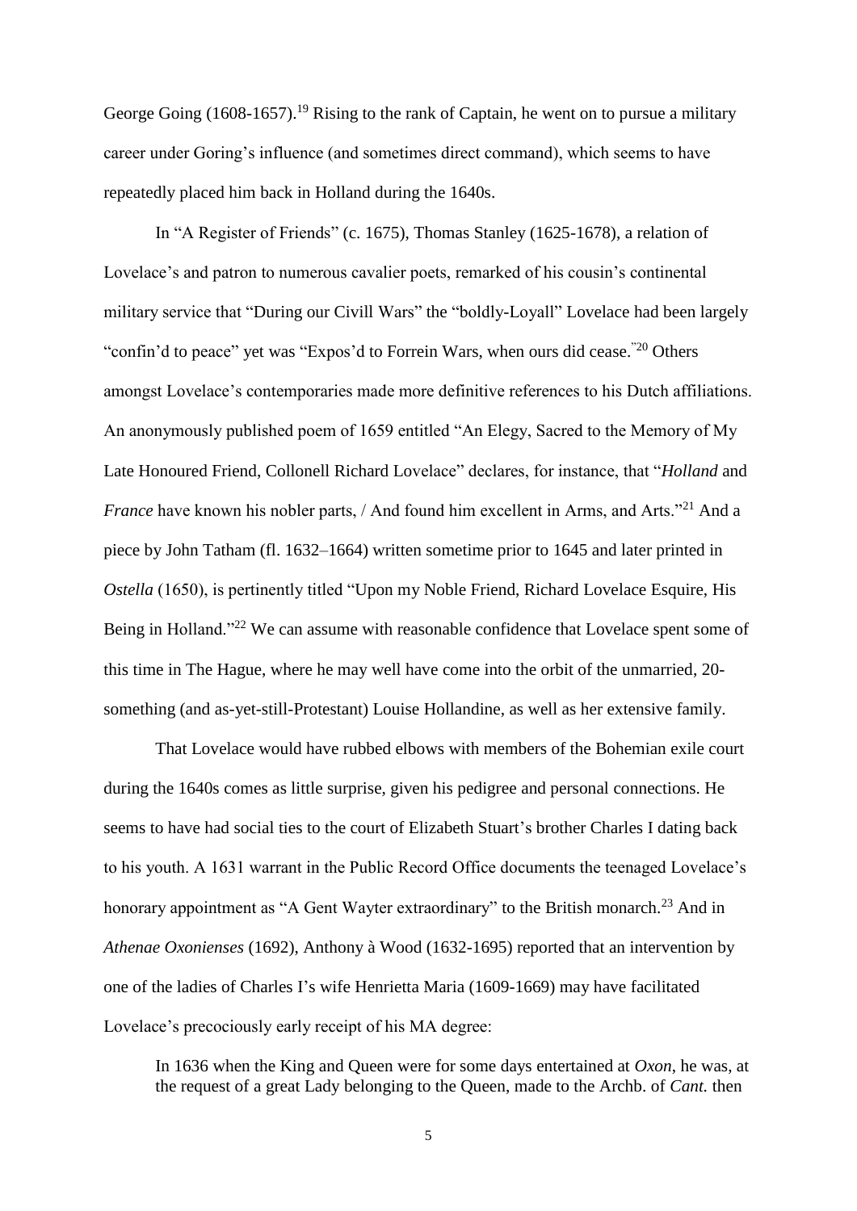George Going (1608-1657).[19] Rising to the rank of Captain, he went on to pursue a military career under Goring's influence (and sometimes direct command), which seems to have repeatedly placed him back in Holland during the 1640s.

In "A Register of Friends" (c. 1675), Thomas Stanley (1625-1678), a relation of Lovelace's and patron to numerous cavalier poets, remarked of his cousin's continental military service that "During our Civill Wars" the "boldly-Loyall" Lovelace had been largely "confin'd to peace" yet was "Expos'd to Forrein Wars, when ours did cease."[20] Others amongst Lovelace's contemporaries made more definitive references to his Dutch affiliations. An anonymously published poem of 1659 entitled "An Elegy, Sacred to the Memory of My Late Honoured Friend, Collonell Richard Lovelace" declares, for instance, that "*Holland* and *France* have known his nobler parts, / And found him excellent in Arms, and Arts."[21] And a piece by John Tatham (fl. 1632–1664) written sometime prior to 1645 and later printed in *Ostella* (1650), is pertinently titled "Upon my Noble Friend, Richard Lovelace Esquire, His Being in Holland."[22] We can assume with reasonable confidence that Lovelace spent some of this time in The Hague, where he may well have come into the orbit of the unmarried, 20-something (and as-yet-still-Protestant) Louise Hollandine, as well as her extensive family.

That Lovelace would have rubbed elbows with members of the Bohemian exile court during the 1640s comes as little surprise, given his pedigree and personal connections. He seems to have had social ties to the court of Elizabeth Stuart's brother Charles I dating back to his youth. A 1631 warrant in the Public Record Office documents the teenaged Lovelace's honorary appointment as "A Gent Wayter extraordinary" to the British monarch.[23] And in *Athenae Oxonienses* (1692), Anthony à Wood (1632-1695) reported that an intervention by one of the ladies of Charles I's wife Henrietta Maria (1609-1669) may have facilitated Lovelace's precociously early receipt of his MA degree:

> In 1636 when the King and Queen were for some days entertained at *Oxon*, he was, at the request of a great Lady belonging to the Queen, made to the Archb. of *Cant.* then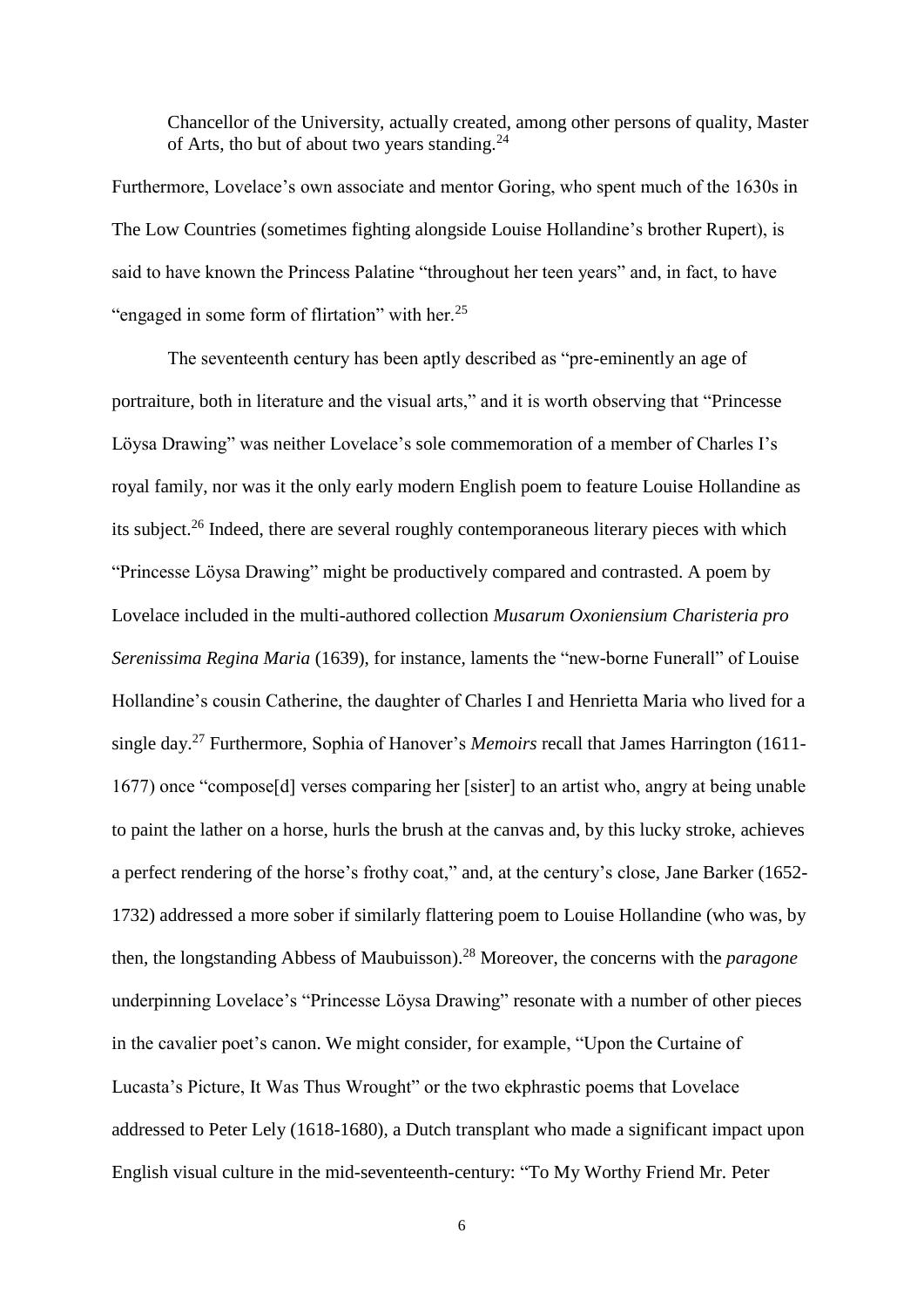> Chancellor of the University, actually created, among other persons of quality, Master of Arts, tho but of about two years standing.[24]

Furthermore, Lovelace's own associate and mentor Goring, who spent much of the 1630s in The Low Countries (sometimes fighting alongside Louise Hollandine's brother Rupert), is said to have known the Princess Palatine "throughout her teen years" and, in fact, to have "engaged in some form of flirtation" with her.[25]

The seventeenth century has been aptly described as "pre-eminently an age of portraiture, both in literature and the visual arts," and it is worth observing that "Princesse Löysa Drawing" was neither Lovelace's sole commemoration of a member of Charles I's royal family, nor was it the only early modern English poem to feature Louise Hollandine as its subject.[26] Indeed, there are several roughly contemporaneous literary pieces with which "Princesse Löysa Drawing" might be productively compared and contrasted. A poem by Lovelace included in the multi-authored collection *Musarum Oxoniensium Charisteria pro Serenissima Regina Maria* (1639), for instance, laments the "new-borne Funerall" of Louise Hollandine's cousin Catherine, the daughter of Charles I and Henrietta Maria who lived for a single day.[27] Furthermore, Sophia of Hanover's *Memoirs* recall that James Harrington (1611-1677) once "compose[d] verses comparing her [sister] to an artist who, angry at being unable to paint the lather on a horse, hurls the brush at the canvas and, by this lucky stroke, achieves a perfect rendering of the horse's frothy coat," and, at the century's close, Jane Barker (1652-1732) addressed a more sober if similarly flattering poem to Louise Hollandine (who was, by then, the longstanding Abbess of Maubuisson).[28] Moreover, the concerns with the *paragone* underpinning Lovelace's "Princesse Löysa Drawing" resonate with a number of other pieces in the cavalier poet's canon. We might consider, for example, "Upon the Curtaine of Lucasta's Picture, It Was Thus Wrought" or the two ekphrastic poems that Lovelace addressed to Peter Lely (1618-1680), a Dutch transplant who made a significant impact upon English visual culture in the mid-seventeenth-century: "To My Worthy Friend Mr. Peter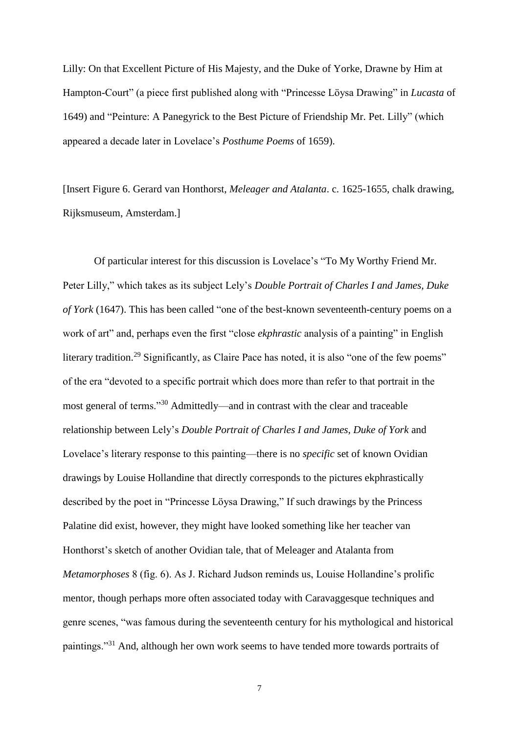Lilly: On that Excellent Picture of His Majesty, and the Duke of Yorke, Drawne by Him at Hampton-Court" (a piece first published along with "Princesse Löysa Drawing" in *Lucasta* of 1649) and "Peinture: A Panegyrick to the Best Picture of Friendship Mr. Pet. Lilly" (which appeared a decade later in Lovelace's *Posthume Poems* of 1659).

[Insert Figure 6. Gerard van Honthorst, *Meleager and Atalanta*. c. 1625-1655, chalk drawing, Rijksmuseum, Amsterdam.]

Of particular interest for this discussion is Lovelace's "To My Worthy Friend Mr. Peter Lilly," which takes as its subject Lely's *Double Portrait of Charles I and James, Duke of York* (1647). This has been called "one of the best-known seventeenth-century poems on a work of art" and, perhaps even the first "close *ekphrastic* analysis of a painting" in English literary tradition.[29] Significantly, as Claire Pace has noted, it is also "one of the few poems" of the era "devoted to a specific portrait which does more than refer to that portrait in the most general of terms."[30] Admittedly—and in contrast with the clear and traceable relationship between Lely's *Double Portrait of Charles I and James, Duke of York* and Lovelace's literary response to this painting—there is no *specific* set of known Ovidian drawings by Louise Hollandine that directly corresponds to the pictures ekphrastically described by the poet in "Princesse Löysa Drawing," If such drawings by the Princess Palatine did exist, however, they might have looked something like her teacher van Honthorst's sketch of another Ovidian tale, that of Meleager and Atalanta from *Metamorphoses* 8 (fig. 6). As J. Richard Judson reminds us, Louise Hollandine's prolific mentor, though perhaps more often associated today with Caravaggesque techniques and genre scenes, "was famous during the seventeenth century for his mythological and historical paintings."[31] And, although her own work seems to have tended more towards portraits of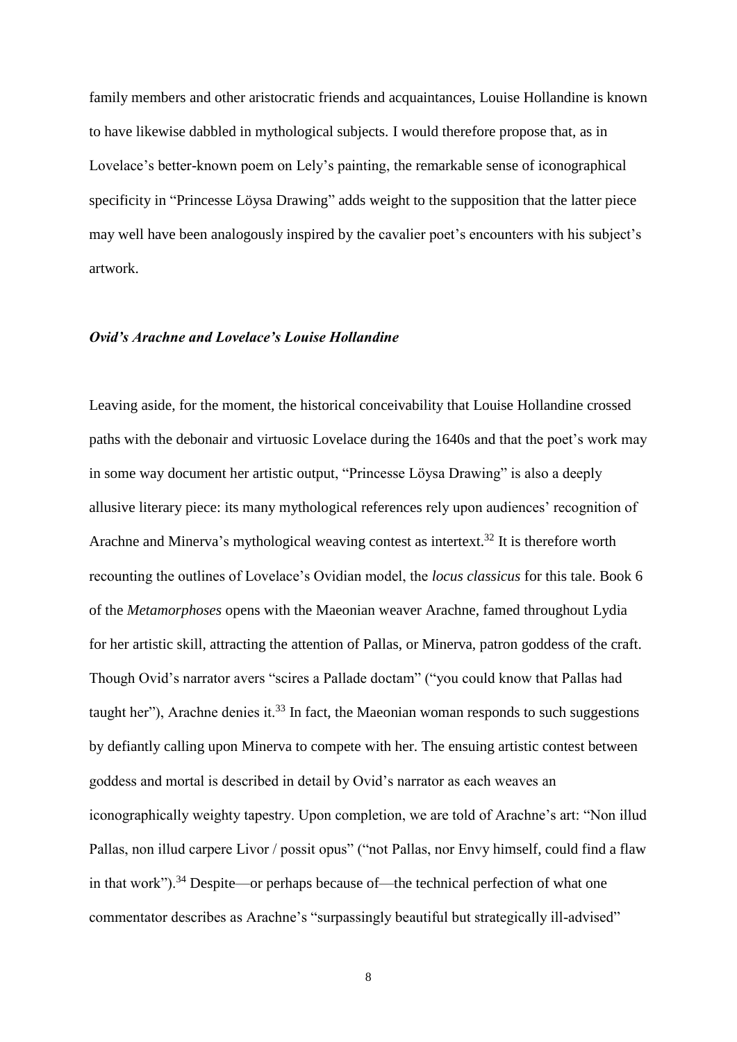family members and other aristocratic friends and acquaintances, Louise Hollandine is known to have likewise dabbled in mythological subjects. I would therefore propose that, as in Lovelace's better-known poem on Lely's painting, the remarkable sense of iconographical specificity in "Princesse Löysa Drawing" adds weight to the supposition that the latter piece may well have been analogously inspired by the cavalier poet's encounters with his subject's artwork.

### *Ovid's Arachne and Lovelace's Louise Hollandine*

Leaving aside, for the moment, the historical conceivability that Louise Hollandine crossed paths with the debonair and virtuosic Lovelace during the 1640s and that the poet's work may in some way document her artistic output, "Princesse Löysa Drawing" is also a deeply allusive literary piece: its many mythological references rely upon audiences' recognition of Arachne and Minerva's mythological weaving contest as intertext.[32] It is therefore worth recounting the outlines of Lovelace's Ovidian model, the *locus classicus* for this tale. Book 6 of the *Metamorphoses* opens with the Maeonian weaver Arachne, famed throughout Lydia for her artistic skill, attracting the attention of Pallas, or Minerva, patron goddess of the craft. Though Ovid's narrator avers "scires a Pallade doctam" ("you could know that Pallas had taught her"), Arachne denies it.[33] In fact, the Maeonian woman responds to such suggestions by defiantly calling upon Minerva to compete with her. The ensuing artistic contest between goddess and mortal is described in detail by Ovid's narrator as each weaves an iconographically weighty tapestry. Upon completion, we are told of Arachne's art: "Non illud Pallas, non illud carpere Livor / possit opus" ("not Pallas, nor Envy himself, could find a flaw in that work").[34] Despite—or perhaps because of—the technical perfection of what one commentator describes as Arachne's "surpassingly beautiful but strategically ill-advised"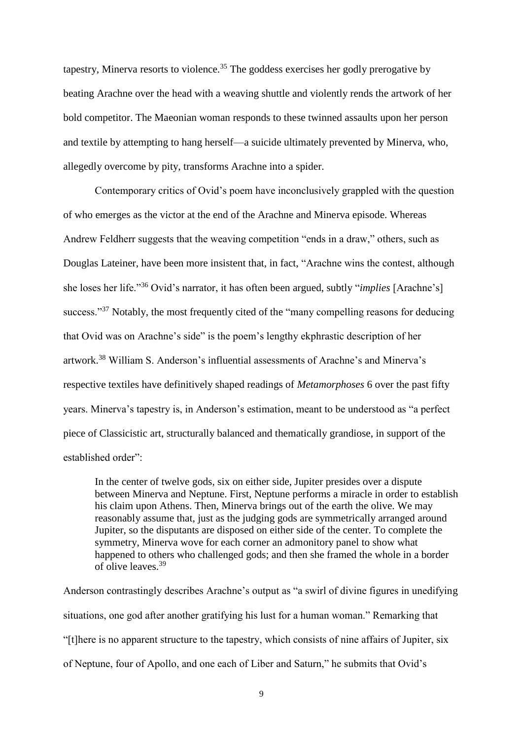tapestry, Minerva resorts to violence.[35] The goddess exercises her godly prerogative by beating Arachne over the head with a weaving shuttle and violently rends the artwork of her bold competitor. The Maeonian woman responds to these twinned assaults upon her person and textile by attempting to hang herself—a suicide ultimately prevented by Minerva, who, allegedly overcome by pity, transforms Arachne into a spider.

Contemporary critics of Ovid's poem have inconclusively grappled with the question of who emerges as the victor at the end of the Arachne and Minerva episode. Whereas Andrew Feldherr suggests that the weaving competition "ends in a draw," others, such as Douglas Lateiner, have been more insistent that, in fact, "Arachne wins the contest, although she loses her life."[36] Ovid's narrator, it has often been argued, subtly "*implies* [Arachne's] success."[37] Notably, the most frequently cited of the "many compelling reasons for deducing that Ovid was on Arachne's side" is the poem's lengthy ekphrastic description of her artwork.[38] William S. Anderson's influential assessments of Arachne's and Minerva's respective textiles have definitively shaped readings of *Metamorphoses* 6 over the past fifty years. Minerva's tapestry is, in Anderson's estimation, meant to be understood as "a perfect piece of Classicistic art, structurally balanced and thematically grandiose, in support of the established order":

> In the center of twelve gods, six on either side, Jupiter presides over a dispute between Minerva and Neptune. First, Neptune performs a miracle in order to establish his claim upon Athens. Then, Minerva brings out of the earth the olive. We may reasonably assume that, just as the judging gods are symmetrically arranged around Jupiter, so the disputants are disposed on either side of the center. To complete the symmetry, Minerva wove for each corner an admonitory panel to show what happened to others who challenged gods; and then she framed the whole in a border of olive leaves.[39]

Anderson contrastingly describes Arachne's output as "a swirl of divine figures in unedifying situations, one god after another gratifying his lust for a human woman." Remarking that "[t]here is no apparent structure to the tapestry, which consists of nine affairs of Jupiter, six of Neptune, four of Apollo, and one each of Liber and Saturn," he submits that Ovid's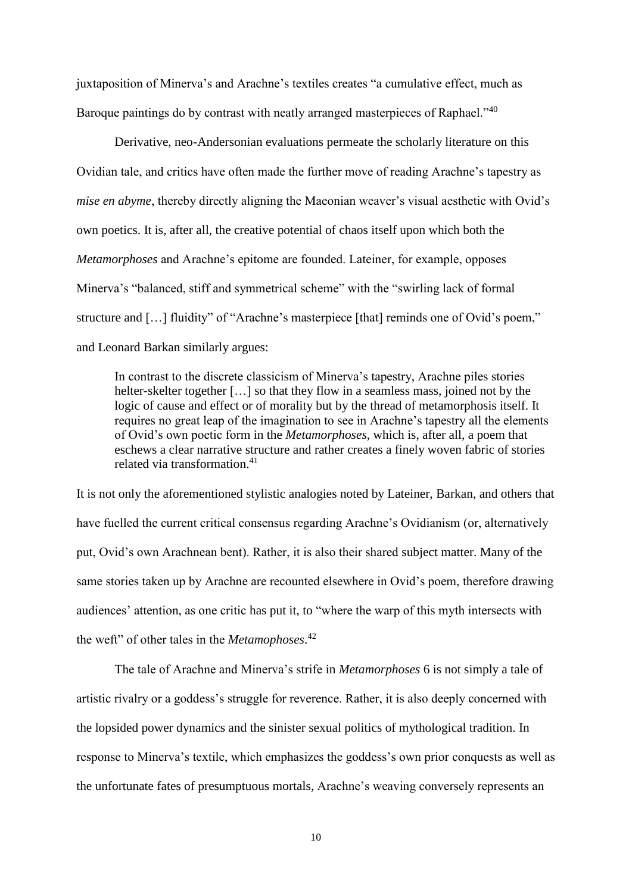juxtaposition of Minerva's and Arachne's textiles creates "a cumulative effect, much as Baroque paintings do by contrast with neatly arranged masterpieces of Raphael."[40]

Derivative, neo-Andersonian evaluations permeate the scholarly literature on this Ovidian tale, and critics have often made the further move of reading Arachne's tapestry as *mise en abyme*, thereby directly aligning the Maeonian weaver's visual aesthetic with Ovid's own poetics. It is, after all, the creative potential of chaos itself upon which both the *Metamorphoses* and Arachne's epitome are founded. Lateiner, for example, opposes Minerva's "balanced, stiff and symmetrical scheme" with the "swirling lack of formal structure and […] fluidity" of "Arachne's masterpiece [that] reminds one of Ovid's poem," and Leonard Barkan similarly argues:

> In contrast to the discrete classicism of Minerva's tapestry, Arachne piles stories helter-skelter together […] so that they flow in a seamless mass, joined not by the logic of cause and effect or of morality but by the thread of metamorphosis itself. It requires no great leap of the imagination to see in Arachne's tapestry all the elements of Ovid's own poetic form in the *Metamorphoses*, which is, after all, a poem that eschews a clear narrative structure and rather creates a finely woven fabric of stories related via transformation.[41]

It is not only the aforementioned stylistic analogies noted by Lateiner, Barkan, and others that have fuelled the current critical consensus regarding Arachne's Ovidianism (or, alternatively put, Ovid's own Arachnean bent). Rather, it is also their shared subject matter. Many of the same stories taken up by Arachne are recounted elsewhere in Ovid's poem, therefore drawing audiences' attention, as one critic has put it, to "where the warp of this myth intersects with the weft" of other tales in the *Metamophoses*.[42]

The tale of Arachne and Minerva's strife in *Metamorphoses* 6 is not simply a tale of artistic rivalry or a goddess's struggle for reverence. Rather, it is also deeply concerned with the lopsided power dynamics and the sinister sexual politics of mythological tradition. In response to Minerva's textile, which emphasizes the goddess's own prior conquests as well as the unfortunate fates of presumptuous mortals, Arachne's weaving conversely represents an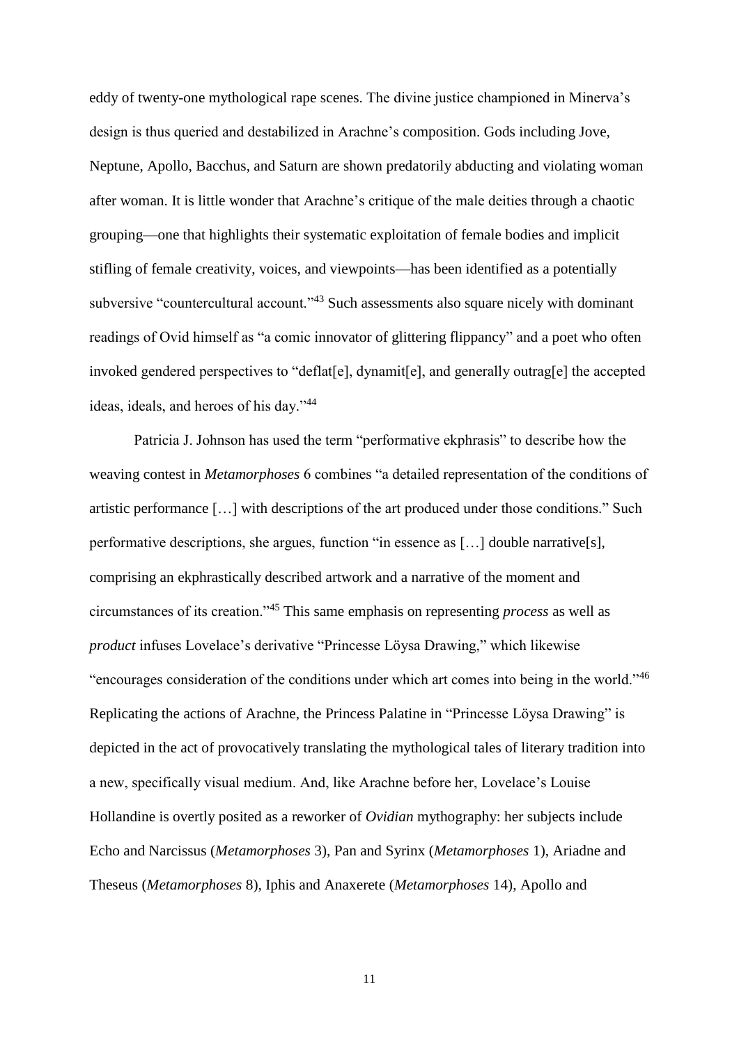eddy of twenty-one mythological rape scenes. The divine justice championed in Minerva's design is thus queried and destabilized in Arachne's composition. Gods including Jove, Neptune, Apollo, Bacchus, and Saturn are shown predatorily abducting and violating woman after woman. It is little wonder that Arachne's critique of the male deities through a chaotic grouping—one that highlights their systematic exploitation of female bodies and implicit stifling of female creativity, voices, and viewpoints—has been identified as a potentially subversive "countercultural account."[43] Such assessments also square nicely with dominant readings of Ovid himself as "a comic innovator of glittering flippancy" and a poet who often invoked gendered perspectives to "deflat[e], dynamit[e], and generally outrag[e] the accepted ideas, ideals, and heroes of his day."[44]

Patricia J. Johnson has used the term "performative ekphrasis" to describe how the weaving contest in *Metamorphoses* 6 combines "a detailed representation of the conditions of artistic performance […] with descriptions of the art produced under those conditions." Such performative descriptions, she argues, function "in essence as […] double narrative[s], comprising an ekphrastically described artwork and a narrative of the moment and circumstances of its creation."[45] This same emphasis on representing *process* as well as *product* infuses Lovelace's derivative "Princesse Löysa Drawing," which likewise "encourages consideration of the conditions under which art comes into being in the world."[46] Replicating the actions of Arachne, the Princess Palatine in "Princesse Löysa Drawing" is depicted in the act of provocatively translating the mythological tales of literary tradition into a new, specifically visual medium. And, like Arachne before her, Lovelace's Louise Hollandine is overtly posited as a reworker of *Ovidian* mythography: her subjects include Echo and Narcissus (*Metamorphoses* 3), Pan and Syrinx (*Metamorphoses* 1), Ariadne and Theseus (*Metamorphoses* 8), Iphis and Anaxerete (*Metamorphoses* 14), Apollo and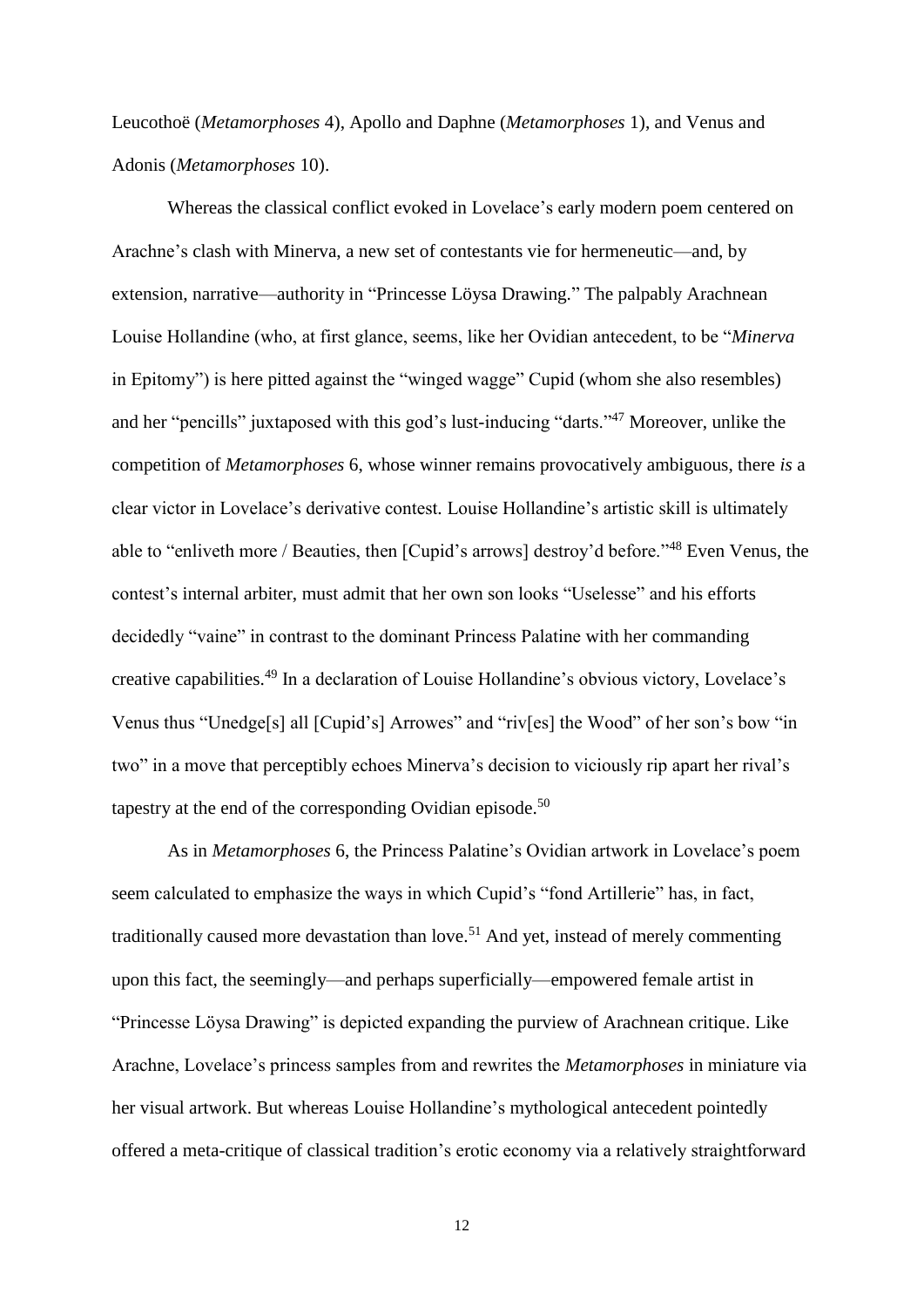Leucothoë (*Metamorphoses* 4), Apollo and Daphne (*Metamorphoses* 1), and Venus and Adonis (*Metamorphoses* 10).

Whereas the classical conflict evoked in Lovelace's early modern poem centered on Arachne's clash with Minerva, a new set of contestants vie for hermeneutic—and, by extension, narrative—authority in "Princesse Löysa Drawing." The palpably Arachnean Louise Hollandine (who, at first glance, seems, like her Ovidian antecedent, to be "*Minerva* in Epitomy") is here pitted against the "winged wagge" Cupid (whom she also resembles) and her "pencills" juxtaposed with this god's lust-inducing "darts."[47] Moreover, unlike the competition of *Metamorphoses* 6, whose winner remains provocatively ambiguous, there *is* a clear victor in Lovelace's derivative contest. Louise Hollandine's artistic skill is ultimately able to "enliveth more / Beauties, then [Cupid's arrows] destroy'd before."[48] Even Venus, the contest's internal arbiter, must admit that her own son looks "Uselesse" and his efforts decidedly "vaine" in contrast to the dominant Princess Palatine with her commanding creative capabilities.[49] In a declaration of Louise Hollandine's obvious victory, Lovelace's Venus thus "Unedge[s] all [Cupid's] Arrowes" and "riv[es] the Wood" of her son's bow "in two" in a move that perceptibly echoes Minerva's decision to viciously rip apart her rival's tapestry at the end of the corresponding Ovidian episode.[50]

As in *Metamorphoses* 6, the Princess Palatine's Ovidian artwork in Lovelace's poem seem calculated to emphasize the ways in which Cupid's "fond Artillerie" has, in fact, traditionally caused more devastation than love.[51] And yet, instead of merely commenting upon this fact, the seemingly—and perhaps superficially—empowered female artist in "Princesse Löysa Drawing" is depicted expanding the purview of Arachnean critique. Like Arachne, Lovelace's princess samples from and rewrites the *Metamorphoses* in miniature via her visual artwork. But whereas Louise Hollandine's mythological antecedent pointedly offered a meta-critique of classical tradition's erotic economy via a relatively straightforward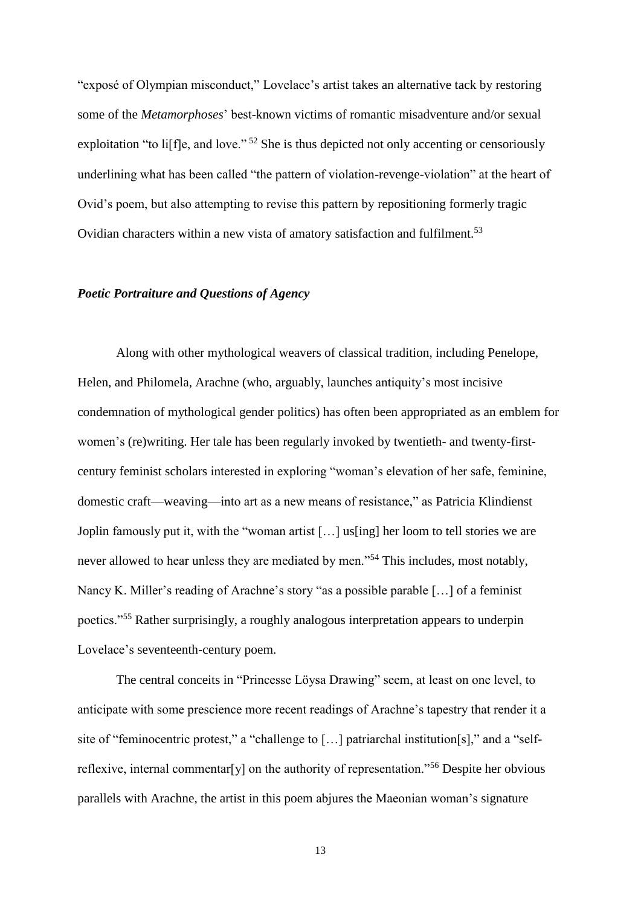"exposé of Olympian misconduct," Lovelace's artist takes an alternative tack by restoring some of the *Metamorphoses*' best-known victims of romantic misadventure and/or sexual exploitation "to li[f]e, and love." [52] She is thus depicted not only accenting or censoriously underlining what has been called "the pattern of violation-revenge-violation" at the heart of Ovid's poem, but also attempting to revise this pattern by repositioning formerly tragic Ovidian characters within a new vista of amatory satisfaction and fulfilment.[53]

### *Poetic Portraiture and Questions of Agency*

Along with other mythological weavers of classical tradition, including Penelope, Helen, and Philomela, Arachne (who, arguably, launches antiquity's most incisive condemnation of mythological gender politics) has often been appropriated as an emblem for women's (re)writing. Her tale has been regularly invoked by twentieth- and twenty-first-century feminist scholars interested in exploring "woman's elevation of her safe, feminine, domestic craft—weaving—into art as a new means of resistance," as Patricia Klindienst Joplin famously put it, with the "woman artist […] us[ing] her loom to tell stories we are never allowed to hear unless they are mediated by men."[54] This includes, most notably, Nancy K. Miller's reading of Arachne's story "as a possible parable […] of a feminist poetics."[55] Rather surprisingly, a roughly analogous interpretation appears to underpin Lovelace's seventeenth-century poem.

The central conceits in "Princesse Löysa Drawing" seem, at least on one level, to anticipate with some prescience more recent readings of Arachne's tapestry that render it a site of "feminocentric protest," a "challenge to […] patriarchal institution[s]," and a "self-reflexive, internal commentar[y] on the authority of representation."[56] Despite her obvious parallels with Arachne, the artist in this poem abjures the Maeonian woman's signature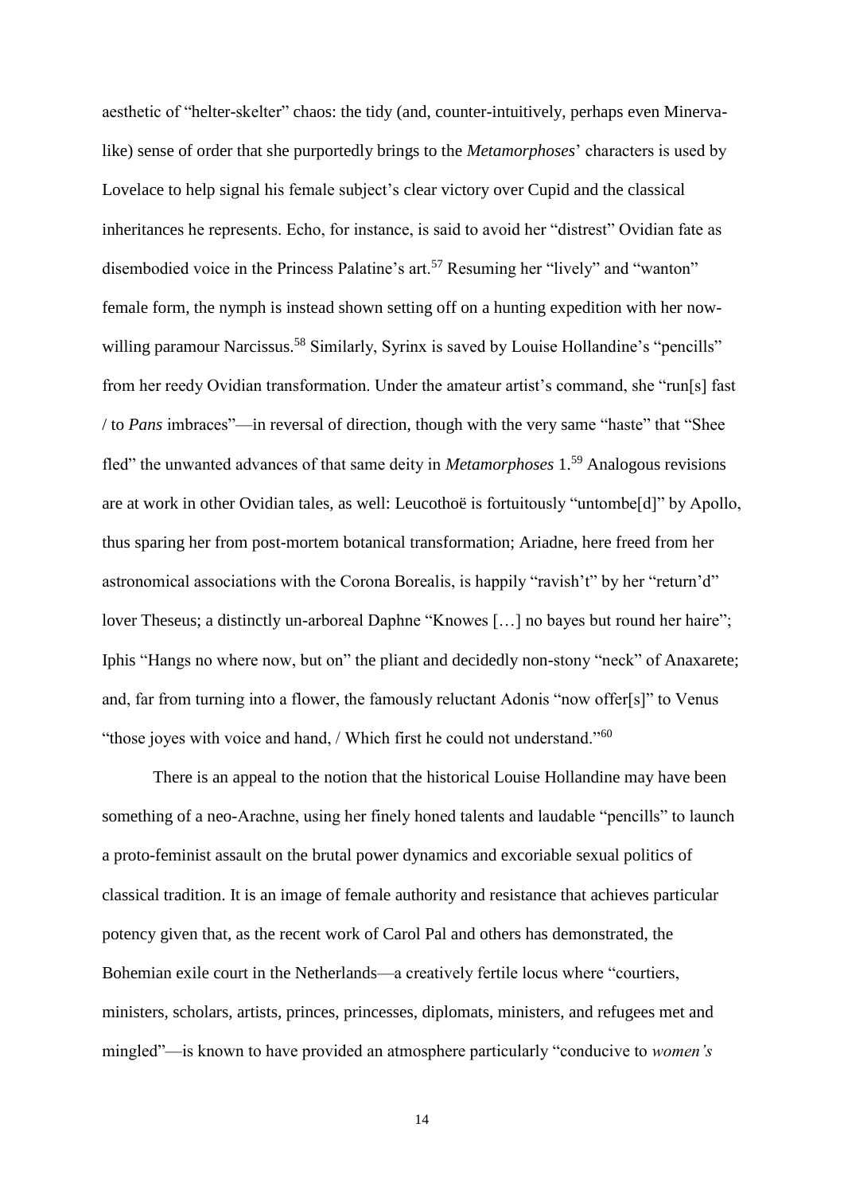aesthetic of "helter-skelter" chaos: the tidy (and, counter-intuitively, perhaps even Minerva-like) sense of order that she purportedly brings to the *Metamorphoses*' characters is used by Lovelace to help signal his female subject's clear victory over Cupid and the classical inheritances he represents. Echo, for instance, is said to avoid her "distrest" Ovidian fate as disembodied voice in the Princess Palatine's art.[57] Resuming her "lively" and "wanton" female form, the nymph is instead shown setting off on a hunting expedition with her now-willing paramour Narcissus.[58] Similarly, Syrinx is saved by Louise Hollandine's "pencills" from her reedy Ovidian transformation. Under the amateur artist's command, she "run[s] fast / to *Pans* imbraces"—in reversal of direction, though with the very same "haste" that "Shee fled" the unwanted advances of that same deity in *Metamorphoses* 1.[59] Analogous revisions are at work in other Ovidian tales, as well: Leucothoë is fortuitously "untombe[d]" by Apollo, thus sparing her from post-mortem botanical transformation; Ariadne, here freed from her astronomical associations with the Corona Borealis, is happily "ravish't" by her "return'd" lover Theseus; a distinctly un-arboreal Daphne "Knowes […] no bayes but round her haire"; Iphis "Hangs no where now, but on" the pliant and decidedly non-stony "neck" of Anaxarete; and, far from turning into a flower, the famously reluctant Adonis "now offer[s]" to Venus "those joyes with voice and hand, / Which first he could not understand."[60]

There is an appeal to the notion that the historical Louise Hollandine may have been something of a neo-Arachne, using her finely honed talents and laudable "pencills" to launch a proto-feminist assault on the brutal power dynamics and excoriable sexual politics of classical tradition. It is an image of female authority and resistance that achieves particular potency given that, as the recent work of Carol Pal and others has demonstrated, the Bohemian exile court in the Netherlands—a creatively fertile locus where "courtiers, ministers, scholars, artists, princes, princesses, diplomats, ministers, and refugees met and mingled"—is known to have provided an atmosphere particularly "conducive to *women's*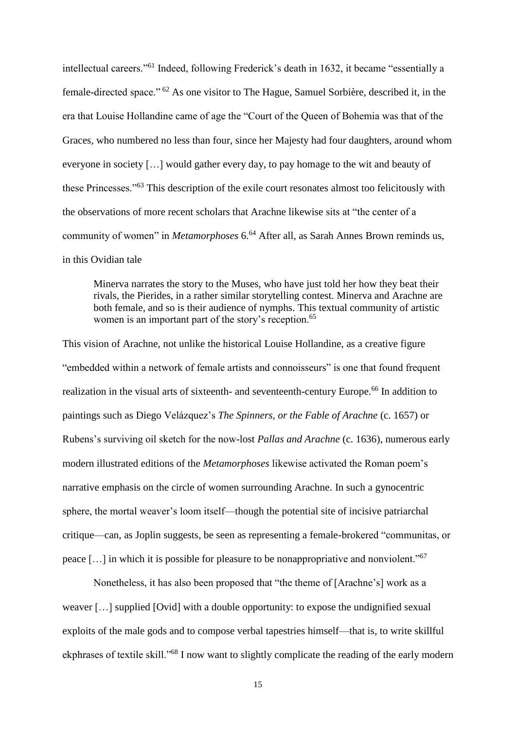intellectual careers."[61] Indeed, following Frederick's death in 1632, it became "essentially a female-directed space."[62] As one visitor to The Hague, Samuel Sorbière, described it, in the era that Louise Hollandine came of age the "Court of the Queen of Bohemia was that of the Graces, who numbered no less than four, since her Majesty had four daughters, around whom everyone in society […] would gather every day, to pay homage to the wit and beauty of these Princesses."[63] This description of the exile court resonates almost too felicitously with the observations of more recent scholars that Arachne likewise sits at "the center of a community of women" in *Metamorphoses* 6.[64] After all, as Sarah Annes Brown reminds us, in this Ovidian tale

> Minerva narrates the story to the Muses, who have just told her how they beat their rivals, the Pierides, in a rather similar storytelling contest. Minerva and Arachne are both female, and so is their audience of nymphs. This textual community of artistic women is an important part of the story's reception.[65]

This vision of Arachne, not unlike the historical Louise Hollandine, as a creative figure "embedded within a network of female artists and connoisseurs" is one that found frequent realization in the visual arts of sixteenth- and seventeenth-century Europe.[66] In addition to paintings such as Diego Velázquez's *The Spinners, or the Fable of Arachne* (c. 1657) or Rubens's surviving oil sketch for the now-lost *Pallas and Arachne* (c. 1636), numerous early modern illustrated editions of the *Metamorphoses* likewise activated the Roman poem's narrative emphasis on the circle of women surrounding Arachne. In such a gynocentric sphere, the mortal weaver's loom itself—though the potential site of incisive patriarchal critique—can, as Joplin suggests, be seen as representing a female-brokered "communitas, or peace […] in which it is possible for pleasure to be nonappropriative and nonviolent."[67]

Nonetheless, it has also been proposed that "the theme of [Arachne's] work as a weaver […] supplied [Ovid] with a double opportunity: to expose the undignified sexual exploits of the male gods and to compose verbal tapestries himself—that is, to write skillful ekphrases of textile skill."[68] I now want to slightly complicate the reading of the early modern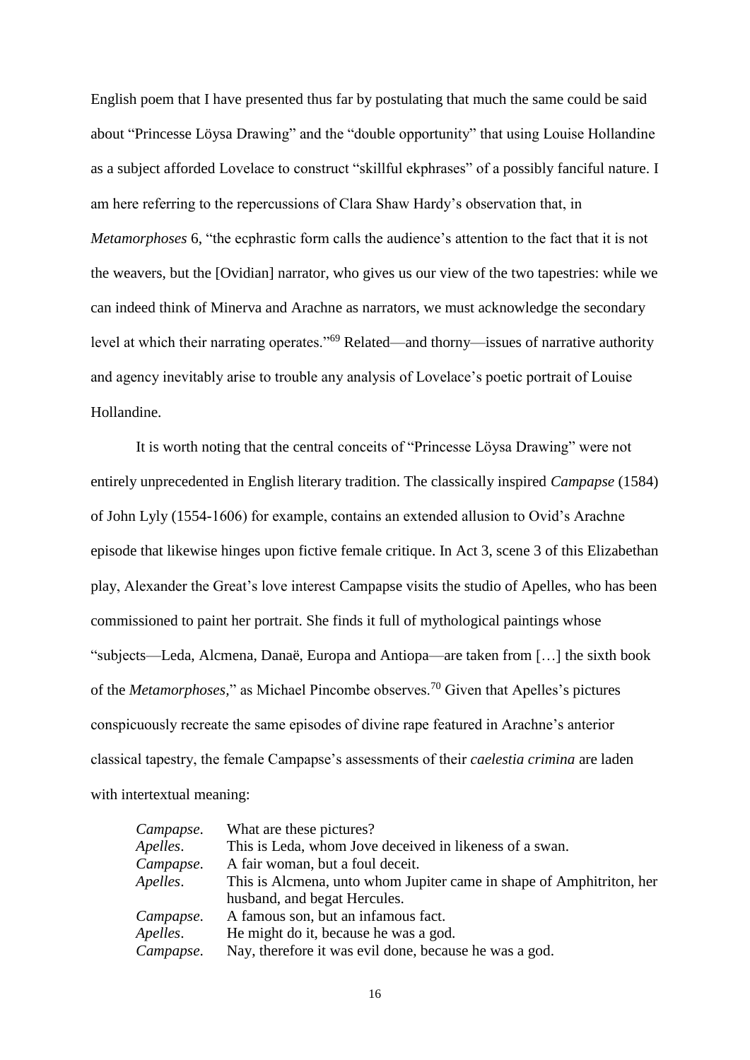English poem that I have presented thus far by postulating that much the same could be said about "Princesse Löysa Drawing" and the "double opportunity" that using Louise Hollandine as a subject afforded Lovelace to construct "skillful ekphrases" of a possibly fanciful nature. I am here referring to the repercussions of Clara Shaw Hardy's observation that, in *Metamorphoses* 6, "the ecphrastic form calls the audience's attention to the fact that it is not the weavers, but the [Ovidian] narrator, who gives us our view of the two tapestries: while we can indeed think of Minerva and Arachne as narrators, we must acknowledge the secondary level at which their narrating operates."[69] Related—and thorny—issues of narrative authority and agency inevitably arise to trouble any analysis of Lovelace's poetic portrait of Louise Hollandine.

It is worth noting that the central conceits of "Princesse Löysa Drawing" were not entirely unprecedented in English literary tradition. The classically inspired *Campapse* (1584) of John Lyly (1554-1606) for example, contains an extended allusion to Ovid's Arachne episode that likewise hinges upon fictive female critique. In Act 3, scene 3 of this Elizabethan play, Alexander the Great's love interest Campapse visits the studio of Apelles, who has been commissioned to paint her portrait. She finds it full of mythological paintings whose "subjects—Leda, Alcmena, Danaë, Europa and Antiopa—are taken from […] the sixth book of the *Metamorphoses*," as Michael Pincombe observes.[70] Given that Apelles's pictures conspicuously recreate the same episodes of divine rape featured in Arachne's anterior classical tapestry, the female Campapse's assessments of their *caelestia crimina* are laden with intertextual meaning:

> *Campapse*. What are these pictures?
> *Apelles*. This is Leda, whom Jove deceived in likeness of a swan.
> *Campapse*. A fair woman, but a foul deceit.
> *Apelles*. This is Alcmena, unto whom Jupiter came in shape of Amphitriton, her husband, and begat Hercules.
> *Campapse*. A famous son, but an infamous fact.
> *Apelles*. He might do it, because he was a god.
> *Campapse*. Nay, therefore it was evil done, because he was a god.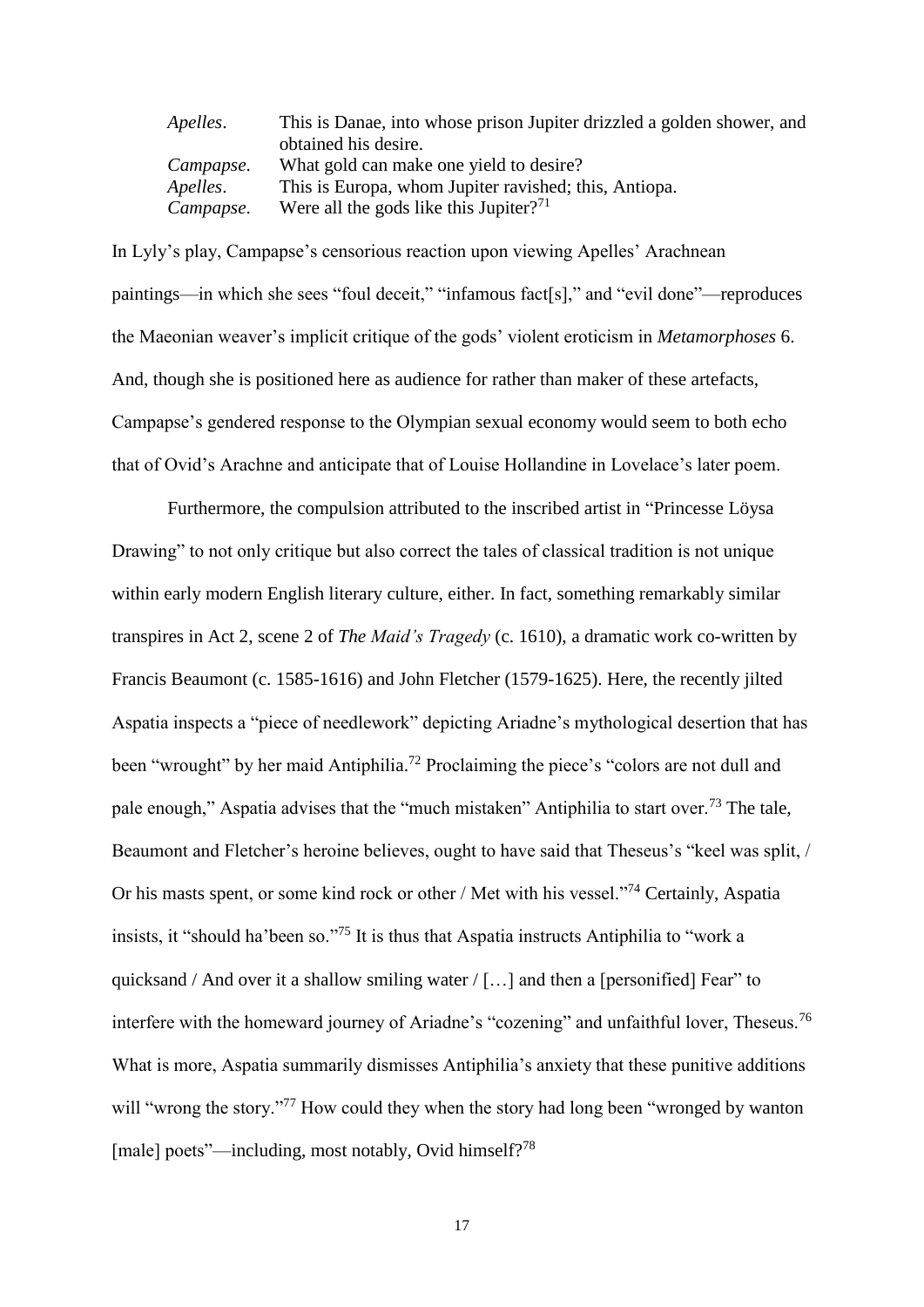| | |
|---|---|
| *Apelles*. | This is Danae, into whose prison Jupiter drizzled a golden shower, and obtained his desire. |
| *Campapse*. | What gold can make one yield to desire? |
| *Apelles*. | This is Europa, whom Jupiter ravished; this, Antiopa. |
| *Campapse*. | Were all the gods like this Jupiter?[71] |

In Lyly's play, Campapse's censorious reaction upon viewing Apelles' Arachnean paintings—in which she sees "foul deceit," "infamous fact[s]," and "evil done"—reproduces the Maeonian weaver's implicit critique of the gods' violent eroticism in *Metamorphoses* 6. And, though she is positioned here as audience for rather than maker of these artefacts, Campapse's gendered response to the Olympian sexual economy would seem to both echo that of Ovid's Arachne and anticipate that of Louise Hollandine in Lovelace's later poem.

Furthermore, the compulsion attributed to the inscribed artist in "Princesse Löysa Drawing" to not only critique but also correct the tales of classical tradition is not unique within early modern English literary culture, either. In fact, something remarkably similar transpires in Act 2, scene 2 of *The Maid's Tragedy* (c. 1610), a dramatic work co-written by Francis Beaumont (c. 1585-1616) and John Fletcher (1579-1625). Here, the recently jilted Aspatia inspects a "piece of needlework" depicting Ariadne's mythological desertion that has been "wrought" by her maid Antiphilia.[72] Proclaiming the piece's "colors are not dull and pale enough," Aspatia advises that the "much mistaken" Antiphilia to start over.[73] The tale, Beaumont and Fletcher's heroine believes, ought to have said that Theseus's "keel was split, / Or his masts spent, or some kind rock or other / Met with his vessel."[74] Certainly, Aspatia insists, it "should ha'been so."[75] It is thus that Aspatia instructs Antiphilia to "work a quicksand / And over it a shallow smiling water / […] and then a [personified] Fear" to interfere with the homeward journey of Ariadne's "cozening" and unfaithful lover, Theseus.[76] What is more, Aspatia summarily dismisses Antiphilia's anxiety that these punitive additions will "wrong the story."[77] How could they when the story had long been "wronged by wanton [male] poets"—including, most notably, Ovid himself?[78]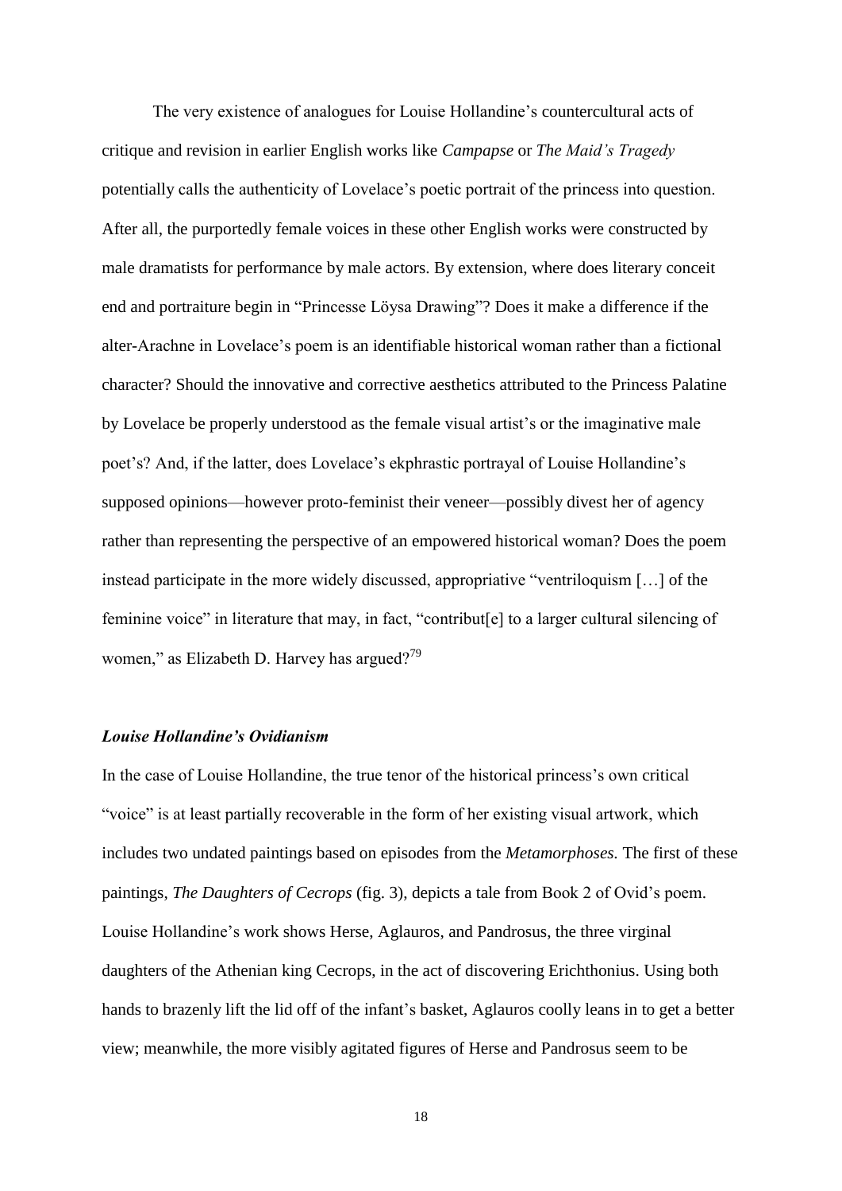The very existence of analogues for Louise Hollandine's countercultural acts of critique and revision in earlier English works like *Campapse* or *The Maid's Tragedy* potentially calls the authenticity of Lovelace's poetic portrait of the princess into question. After all, the purportedly female voices in these other English works were constructed by male dramatists for performance by male actors. By extension, where does literary conceit end and portraiture begin in "Princesse Löysa Drawing"? Does it make a difference if the alter-Arachne in Lovelace's poem is an identifiable historical woman rather than a fictional character? Should the innovative and corrective aesthetics attributed to the Princess Palatine by Lovelace be properly understood as the female visual artist's or the imaginative male poet's? And, if the latter, does Lovelace's ekphrastic portrayal of Louise Hollandine's supposed opinions—however proto-feminist their veneer—possibly divest her of agency rather than representing the perspective of an empowered historical woman? Does the poem instead participate in the more widely discussed, appropriative "ventriloquism […] of the feminine voice" in literature that may, in fact, "contribut[e] to a larger cultural silencing of women," as Elizabeth D. Harvey has argued?[79]

### *Louise Hollandine's Ovidianism*

In the case of Louise Hollandine, the true tenor of the historical princess's own critical "voice" is at least partially recoverable in the form of her existing visual artwork, which includes two undated paintings based on episodes from the *Metamorphoses.* The first of these paintings, *The Daughters of Cecrops* (fig. 3), depicts a tale from Book 2 of Ovid's poem. Louise Hollandine's work shows Herse, Aglauros, and Pandrosus, the three virginal daughters of the Athenian king Cecrops, in the act of discovering Erichthonius. Using both hands to brazenly lift the lid off of the infant's basket, Aglauros coolly leans in to get a better view; meanwhile, the more visibly agitated figures of Herse and Pandrosus seem to be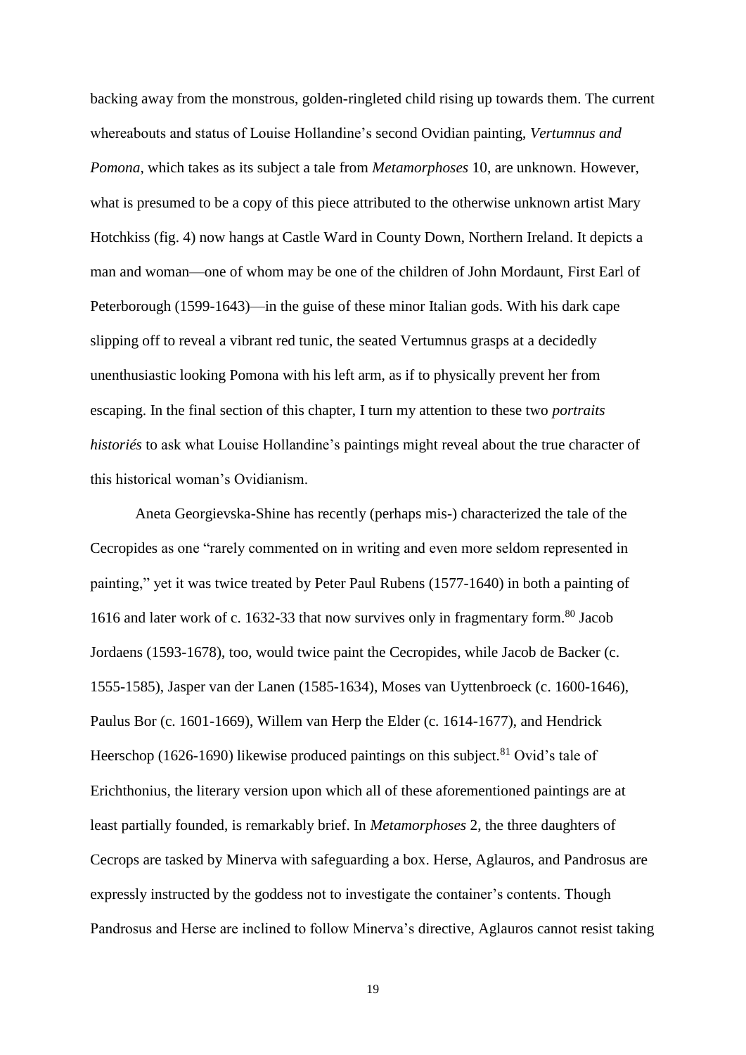backing away from the monstrous, golden-ringleted child rising up towards them. The current whereabouts and status of Louise Hollandine's second Ovidian painting, *Vertumnus and Pomona*, which takes as its subject a tale from *Metamorphoses* 10, are unknown. However, what is presumed to be a copy of this piece attributed to the otherwise unknown artist Mary Hotchkiss (fig. 4) now hangs at Castle Ward in County Down, Northern Ireland. It depicts a man and woman—one of whom may be one of the children of John Mordaunt, First Earl of Peterborough (1599-1643)—in the guise of these minor Italian gods. With his dark cape slipping off to reveal a vibrant red tunic, the seated Vertumnus grasps at a decidedly unenthusiastic looking Pomona with his left arm, as if to physically prevent her from escaping. In the final section of this chapter, I turn my attention to these two *portraits historiés* to ask what Louise Hollandine's paintings might reveal about the true character of this historical woman's Ovidianism.

Aneta Georgievska-Shine has recently (perhaps mis-) characterized the tale of the Cecropides as one "rarely commented on in writing and even more seldom represented in painting," yet it was twice treated by Peter Paul Rubens (1577-1640) in both a painting of 1616 and later work of c. 1632-33 that now survives only in fragmentary form.[80] Jacob Jordaens (1593-1678), too, would twice paint the Cecropides, while Jacob de Backer (c. 1555-1585), Jasper van der Lanen (1585-1634), Moses van Uyttenbroeck (c. 1600-1646), Paulus Bor (c. 1601-1669), Willem van Herp the Elder (c. 1614-1677), and Hendrick Heerschop (1626-1690) likewise produced paintings on this subject.[81] Ovid's tale of Erichthonius, the literary version upon which all of these aforementioned paintings are at least partially founded, is remarkably brief. In *Metamorphoses* 2, the three daughters of Cecrops are tasked by Minerva with safeguarding a box. Herse, Aglauros, and Pandrosus are expressly instructed by the goddess not to investigate the container's contents. Though Pandrosus and Herse are inclined to follow Minerva's directive, Aglauros cannot resist taking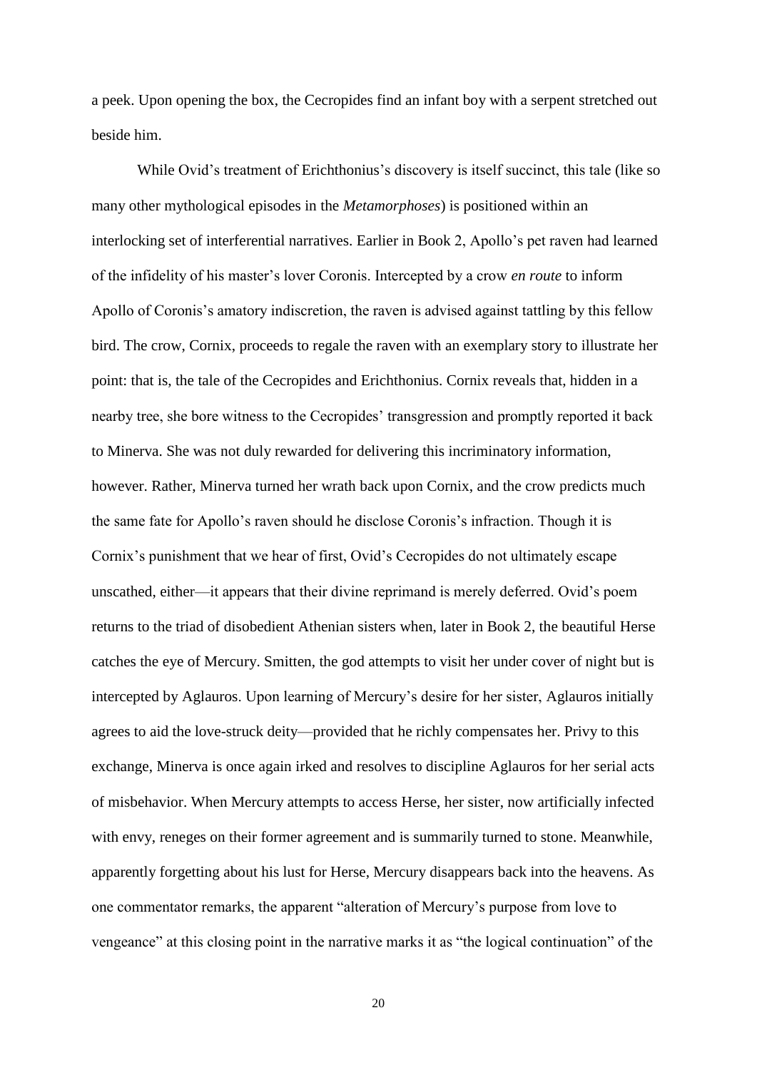a peek. Upon opening the box, the Cecropides find an infant boy with a serpent stretched out beside him.

While Ovid's treatment of Erichthonius's discovery is itself succinct, this tale (like so many other mythological episodes in the *Metamorphoses*) is positioned within an interlocking set of interferential narratives. Earlier in Book 2, Apollo's pet raven had learned of the infidelity of his master's lover Coronis. Intercepted by a crow *en route* to inform Apollo of Coronis's amatory indiscretion, the raven is advised against tattling by this fellow bird. The crow, Cornix, proceeds to regale the raven with an exemplary story to illustrate her point: that is, the tale of the Cecropides and Erichthonius. Cornix reveals that, hidden in a nearby tree, she bore witness to the Cecropides' transgression and promptly reported it back to Minerva. She was not duly rewarded for delivering this incriminatory information, however. Rather, Minerva turned her wrath back upon Cornix, and the crow predicts much the same fate for Apollo's raven should he disclose Coronis's infraction. Though it is Cornix's punishment that we hear of first, Ovid's Cecropides do not ultimately escape unscathed, either—it appears that their divine reprimand is merely deferred. Ovid's poem returns to the triad of disobedient Athenian sisters when, later in Book 2, the beautiful Herse catches the eye of Mercury. Smitten, the god attempts to visit her under cover of night but is intercepted by Aglauros. Upon learning of Mercury's desire for her sister, Aglauros initially agrees to aid the love-struck deity—provided that he richly compensates her. Privy to this exchange, Minerva is once again irked and resolves to discipline Aglauros for her serial acts of misbehavior. When Mercury attempts to access Herse, her sister, now artificially infected with envy, reneges on their former agreement and is summarily turned to stone. Meanwhile, apparently forgetting about his lust for Herse, Mercury disappears back into the heavens. As one commentator remarks, the apparent "alteration of Mercury's purpose from love to vengeance" at this closing point in the narrative marks it as "the logical continuation" of the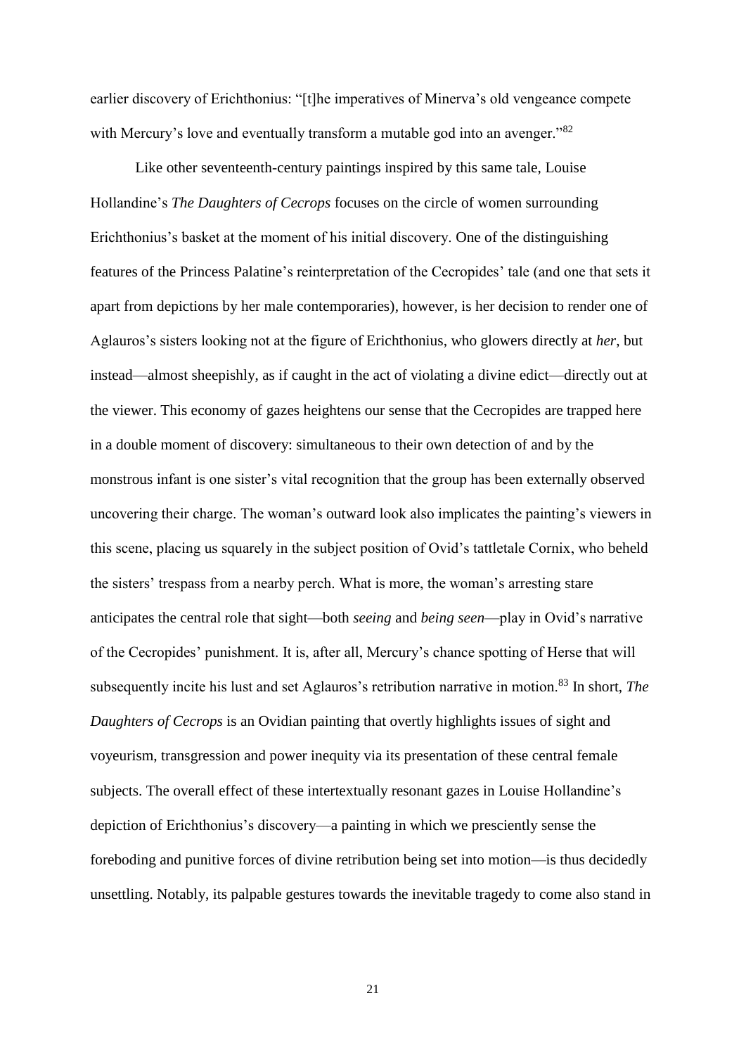earlier discovery of Erichthonius: "[t]he imperatives of Minerva's old vengeance compete with Mercury's love and eventually transform a mutable god into an avenger."[82]

Like other seventeenth-century paintings inspired by this same tale, Louise Hollandine's *The Daughters of Cecrops* focuses on the circle of women surrounding Erichthonius's basket at the moment of his initial discovery. One of the distinguishing features of the Princess Palatine's reinterpretation of the Cecropides' tale (and one that sets it apart from depictions by her male contemporaries), however, is her decision to render one of Aglauros's sisters looking not at the figure of Erichthonius, who glowers directly at *her*, but instead—almost sheepishly, as if caught in the act of violating a divine edict—directly out at the viewer. This economy of gazes heightens our sense that the Cecropides are trapped here in a double moment of discovery: simultaneous to their own detection of and by the monstrous infant is one sister's vital recognition that the group has been externally observed uncovering their charge. The woman's outward look also implicates the painting's viewers in this scene, placing us squarely in the subject position of Ovid's tattletale Cornix, who beheld the sisters' trespass from a nearby perch. What is more, the woman's arresting stare anticipates the central role that sight—both *seeing* and *being seen*—play in Ovid's narrative of the Cecropides' punishment. It is, after all, Mercury's chance spotting of Herse that will subsequently incite his lust and set Aglauros's retribution narrative in motion.[83] In short, *The Daughters of Cecrops* is an Ovidian painting that overtly highlights issues of sight and voyeurism, transgression and power inequity via its presentation of these central female subjects. The overall effect of these intertextually resonant gazes in Louise Hollandine's depiction of Erichthonius's discovery—a painting in which we presciently sense the foreboding and punitive forces of divine retribution being set into motion—is thus decidedly unsettling. Notably, its palpable gestures towards the inevitable tragedy to come also stand in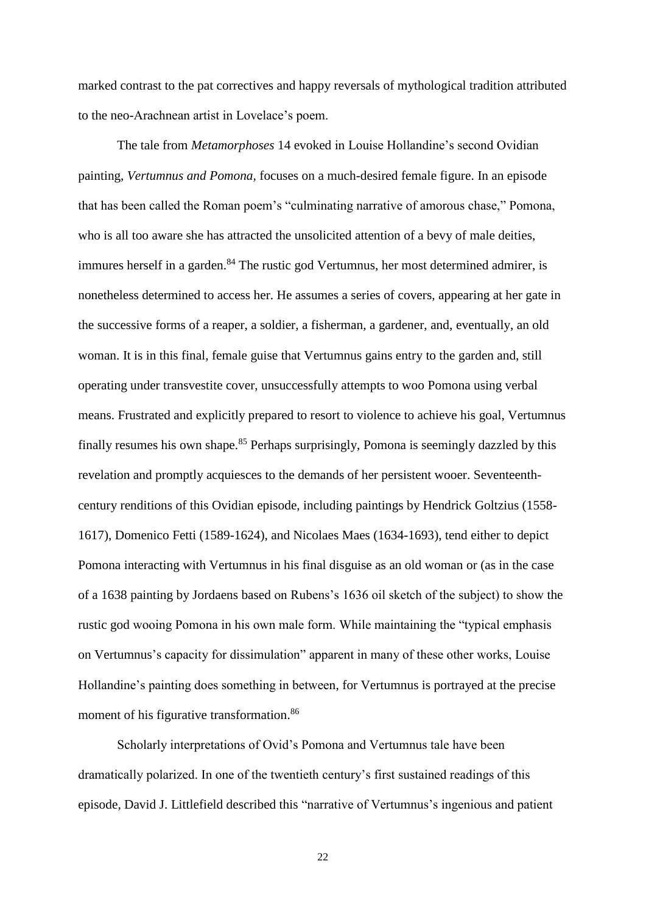marked contrast to the pat correctives and happy reversals of mythological tradition attributed to the neo-Arachnean artist in Lovelace's poem.

The tale from *Metamorphoses* 14 evoked in Louise Hollandine's second Ovidian painting, *Vertumnus and Pomona*, focuses on a much-desired female figure. In an episode that has been called the Roman poem's "culminating narrative of amorous chase," Pomona, who is all too aware she has attracted the unsolicited attention of a bevy of male deities, immures herself in a garden.[84] The rustic god Vertumnus, her most determined admirer, is nonetheless determined to access her. He assumes a series of covers, appearing at her gate in the successive forms of a reaper, a soldier, a fisherman, a gardener, and, eventually, an old woman. It is in this final, female guise that Vertumnus gains entry to the garden and, still operating under transvestite cover, unsuccessfully attempts to woo Pomona using verbal means. Frustrated and explicitly prepared to resort to violence to achieve his goal, Vertumnus finally resumes his own shape.[85] Perhaps surprisingly, Pomona is seemingly dazzled by this revelation and promptly acquiesces to the demands of her persistent wooer. Seventeenth-century renditions of this Ovidian episode, including paintings by Hendrick Goltzius (1558-1617), Domenico Fetti (1589-1624), and Nicolaes Maes (1634-1693), tend either to depict Pomona interacting with Vertumnus in his final disguise as an old woman or (as in the case of a 1638 painting by Jordaens based on Rubens's 1636 oil sketch of the subject) to show the rustic god wooing Pomona in his own male form. While maintaining the "typical emphasis on Vertumnus's capacity for dissimulation" apparent in many of these other works, Louise Hollandine's painting does something in between, for Vertumnus is portrayed at the precise moment of his figurative transformation.[86]

Scholarly interpretations of Ovid's Pomona and Vertumnus tale have been dramatically polarized. In one of the twentieth century's first sustained readings of this episode, David J. Littlefield described this "narrative of Vertumnus's ingenious and patient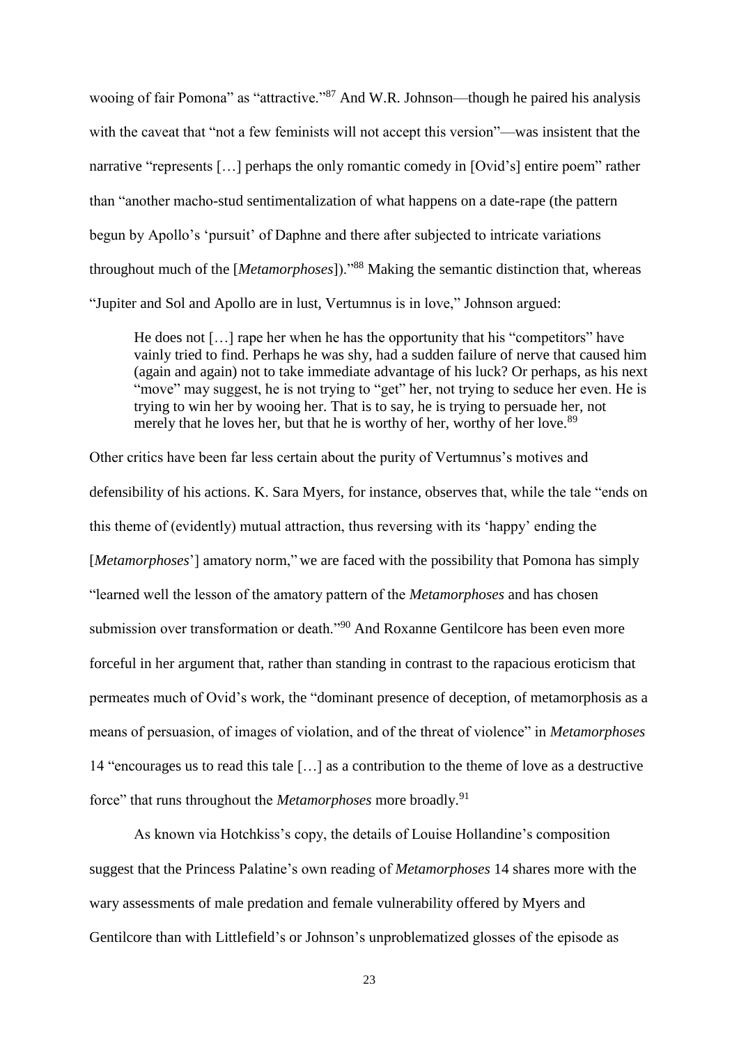wooing of fair Pomona" as "attractive."[87] And W.R. Johnson—though he paired his analysis with the caveat that "not a few feminists will not accept this version"—was insistent that the narrative "represents […] perhaps the only romantic comedy in [Ovid's] entire poem" rather than "another macho-stud sentimentalization of what happens on a date-rape (the pattern begun by Apollo's 'pursuit' of Daphne and there after subjected to intricate variations throughout much of the [*Metamorphoses*])."[88] Making the semantic distinction that, whereas "Jupiter and Sol and Apollo are in lust, Vertumnus is in love," Johnson argued:

> He does not […] rape her when he has the opportunity that his "competitors" have vainly tried to find. Perhaps he was shy, had a sudden failure of nerve that caused him (again and again) not to take immediate advantage of his luck? Or perhaps, as his next "move" may suggest, he is not trying to "get" her, not trying to seduce her even. He is trying to win her by wooing her. That is to say, he is trying to persuade her, not merely that he loves her, but that he is worthy of her, worthy of her love.[89]

Other critics have been far less certain about the purity of Vertumnus's motives and defensibility of his actions. K. Sara Myers, for instance, observes that, while the tale "ends on this theme of (evidently) mutual attraction, thus reversing with its 'happy' ending the [*Metamorphoses*'] amatory norm," we are faced with the possibility that Pomona has simply "learned well the lesson of the amatory pattern of the *Metamorphoses* and has chosen submission over transformation or death."[90] And Roxanne Gentilcore has been even more forceful in her argument that, rather than standing in contrast to the rapacious eroticism that permeates much of Ovid's work, the "dominant presence of deception, of metamorphosis as a means of persuasion, of images of violation, and of the threat of violence" in *Metamorphoses* 14 "encourages us to read this tale […] as a contribution to the theme of love as a destructive force" that runs throughout the *Metamorphoses* more broadly.[91]

As known via Hotchkiss's copy, the details of Louise Hollandine's composition suggest that the Princess Palatine's own reading of *Metamorphoses* 14 shares more with the wary assessments of male predation and female vulnerability offered by Myers and Gentilcore than with Littlefield's or Johnson's unproblematized glosses of the episode as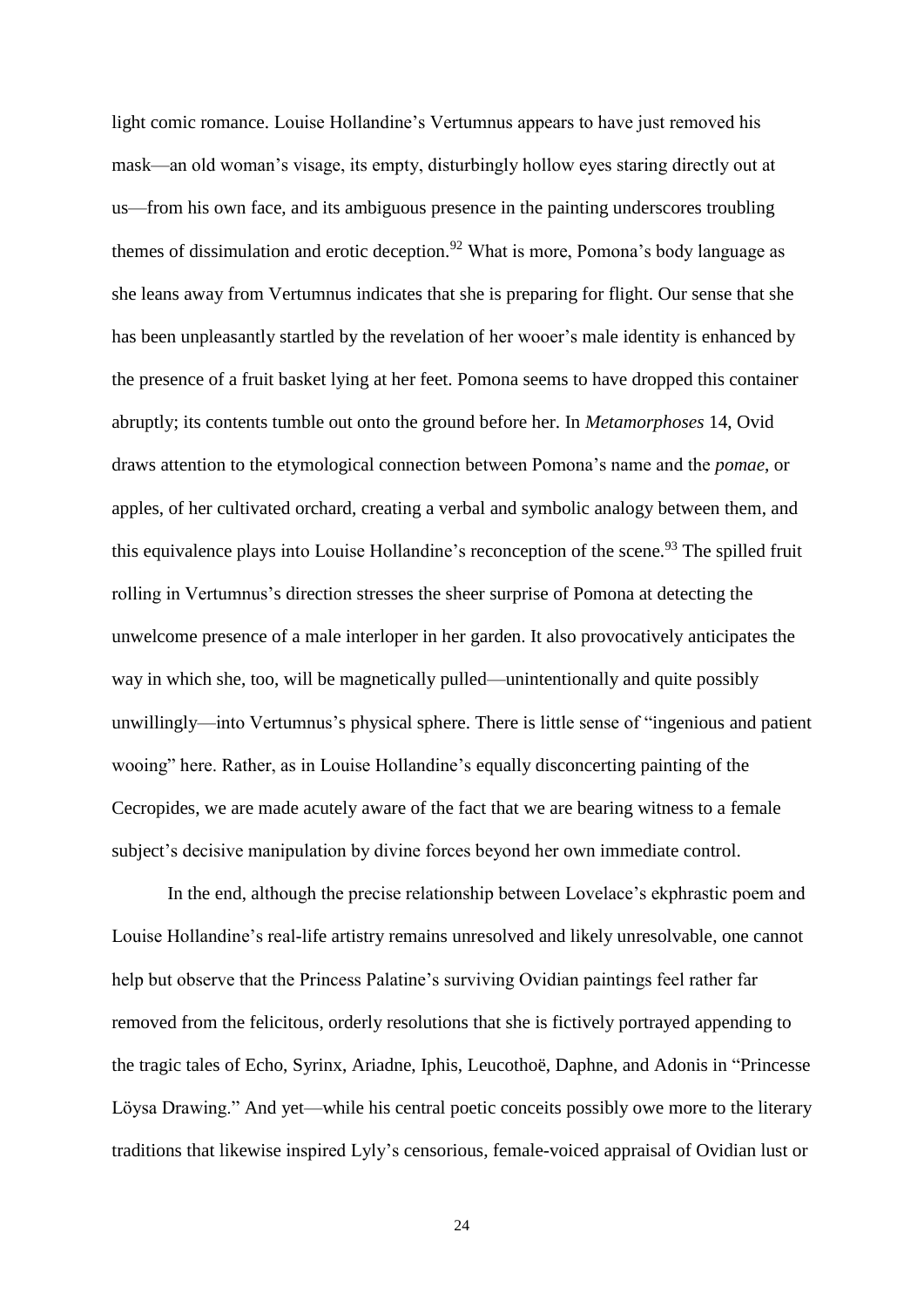light comic romance. Louise Hollandine's Vertumnus appears to have just removed his mask—an old woman's visage, its empty, disturbingly hollow eyes staring directly out at us—from his own face, and its ambiguous presence in the painting underscores troubling themes of dissimulation and erotic deception.[92] What is more, Pomona's body language as she leans away from Vertumnus indicates that she is preparing for flight. Our sense that she has been unpleasantly startled by the revelation of her wooer's male identity is enhanced by the presence of a fruit basket lying at her feet. Pomona seems to have dropped this container abruptly; its contents tumble out onto the ground before her. In *Metamorphoses* 14, Ovid draws attention to the etymological connection between Pomona's name and the *pomae*, or apples, of her cultivated orchard, creating a verbal and symbolic analogy between them, and this equivalence plays into Louise Hollandine's reconception of the scene.[93] The spilled fruit rolling in Vertumnus's direction stresses the sheer surprise of Pomona at detecting the unwelcome presence of a male interloper in her garden. It also provocatively anticipates the way in which she, too, will be magnetically pulled—unintentionally and quite possibly unwillingly—into Vertumnus's physical sphere. There is little sense of "ingenious and patient wooing" here. Rather, as in Louise Hollandine's equally disconcerting painting of the Cecropides, we are made acutely aware of the fact that we are bearing witness to a female subject's decisive manipulation by divine forces beyond her own immediate control.

In the end, although the precise relationship between Lovelace's ekphrastic poem and Louise Hollandine's real-life artistry remains unresolved and likely unresolvable, one cannot help but observe that the Princess Palatine's surviving Ovidian paintings feel rather far removed from the felicitous, orderly resolutions that she is fictively portrayed appending to the tragic tales of Echo, Syrinx, Ariadne, Iphis, Leucothoë, Daphne, and Adonis in "Princesse Löysa Drawing." And yet—while his central poetic conceits possibly owe more to the literary traditions that likewise inspired Lyly's censorious, female-voiced appraisal of Ovidian lust or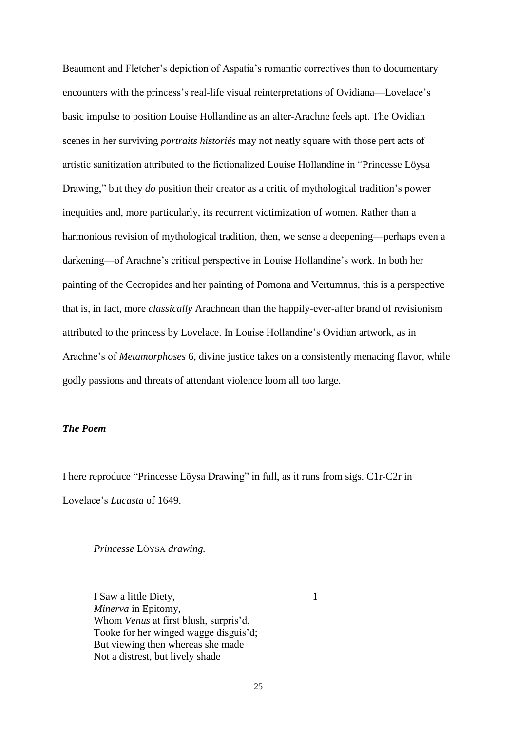Beaumont and Fletcher's depiction of Aspatia's romantic correctives than to documentary encounters with the princess's real-life visual reinterpretations of Ovidiana—Lovelace's basic impulse to position Louise Hollandine as an alter-Arachne feels apt. The Ovidian scenes in her surviving *portraits historiés* may not neatly square with those pert acts of artistic sanitization attributed to the fictionalized Louise Hollandine in "Princesse Löysa Drawing," but they *do* position their creator as a critic of mythological tradition's power inequities and, more particularly, its recurrent victimization of women. Rather than a harmonious revision of mythological tradition, then, we sense a deepening—perhaps even a darkening—of Arachne's critical perspective in Louise Hollandine's work. In both her painting of the Cecropides and her painting of Pomona and Vertumnus, this is a perspective that is, in fact, more *classically* Arachnean than the happily-ever-after brand of revisionism attributed to the princess by Lovelace. In Louise Hollandine's Ovidian artwork, as in Arachne's of *Metamorphoses* 6, divine justice takes on a consistently menacing flavor, while godly passions and threats of attendant violence loom all too large.

### *The Poem*

I here reproduce "Princesse Löysa Drawing" in full, as it runs from sigs. C1r-C2r in Lovelace's *Lucasta* of 1649.

*Princesse* LÖYSA *drawing.*

I Saw a little Diety, 1  
*Minerva* in Epitomy,  
Whom *Venus* at first blush, surpris'd,  
Tooke for her winged wagge disguis'd;  
But viewing then whereas she made  
Not a distrest, but lively shade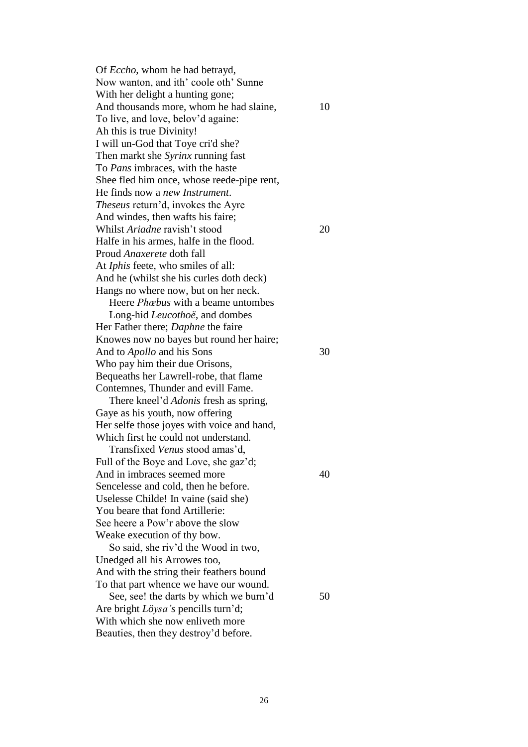Of *Eccho*, whom he had betrayd,
Now wanton, and ith' coole oth' Sunne
With her delight a hunting gone;
And thousands more, whom he had slaine,  10
To live, and love, belov'd againe:
Ah this is true Divinity!
I will un-God that Toye cri'd she?
Then markt she *Syrinx* running fast
To *Pans* imbraces, with the haste
Shee fled him once, whose reede-pipe rent,
He finds now a *new Instrument*.
*Theseus* return'd, invokes the Ayre
And windes, then wafts his faire;
Whilst *Ariadne* ravish't stood  20
Halfe in his armes, halfe in the flood.
Proud *Anaxerete* doth fall
At *Iphis* feete, who smiles of all:
And he (whilst she his curles doth deck)
Hangs no where now, but on her neck.
   Heere *Phœbus* with a beame untombes
   Long-hid *Leucothoë*, and dombes
Her Father there; *Daphne* the faire
Knowes now no bayes but round her haire;
And to *Apollo* and his Sons  30
Who pay him their due Orisons,
Bequeaths her Lawrell-robe, that flame
Contemnes, Thunder and evill Fame.
   There kneel'd *Adonis* fresh as spring,
Gaye as his youth, now offering
Her selfe those joyes with voice and hand,
Which first he could not understand.
   Transfixed *Venus* stood amas'd,
Full of the Boye and Love, she gaz'd;
And in imbraces seemed more  40
Sencelesse and cold, then he before.
Uselesse Childe! In vaine (said she)
You beare that fond Artillerie:
See heere a Pow'r above the slow
Weake execution of thy bow.
   So said, she riv'd the Wood in two,
Unedged all his Arrowes too,
And with the string their feathers bound
To that part whence we have our wound.
   See, see! the darts by which we burn'd  50
Are bright *Löysa's* pencills turn'd;
With which she now enliveth more
Beauties, then they destroy'd before.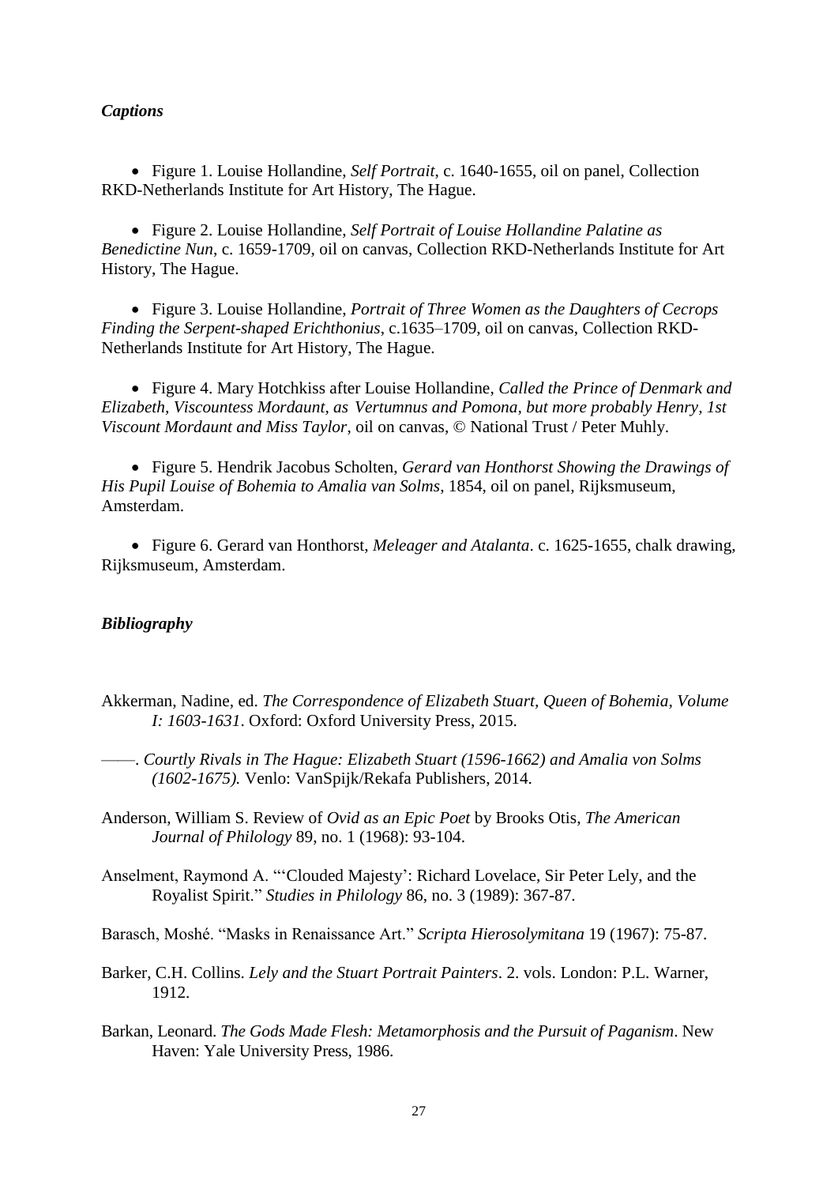### *Captions*

- Figure 1. Louise Hollandine, *Self Portrait*, c. 1640-1655, oil on panel, Collection RKD-Netherlands Institute for Art History, The Hague.

- Figure 2. Louise Hollandine, *Self Portrait of Louise Hollandine Palatine as Benedictine Nun*, c. 1659-1709, oil on canvas, Collection RKD-Netherlands Institute for Art History, The Hague.

- Figure 3. Louise Hollandine, *Portrait of Three Women as the Daughters of Cecrops Finding the Serpent-shaped Erichthonius*, c.1635–1709, oil on canvas, Collection RKD-Netherlands Institute for Art History, The Hague.

- Figure 4. Mary Hotchkiss after Louise Hollandine, *Called the Prince of Denmark and Elizabeth, Viscountess Mordaunt, as Vertumnus and Pomona, but more probably Henry, 1st Viscount Mordaunt and Miss Taylor*, oil on canvas, © National Trust / Peter Muhly.

- Figure 5. Hendrik Jacobus Scholten, *Gerard van Honthorst Showing the Drawings of His Pupil Louise of Bohemia to Amalia van Solms*, 1854, oil on panel, Rijksmuseum, Amsterdam.

- Figure 6. Gerard van Honthorst, *Meleager and Atalanta*. c. 1625-1655, chalk drawing, Rijksmuseum, Amsterdam.

### *Bibliography*

Akkerman, Nadine, ed. *The Correspondence of Elizabeth Stuart, Queen of Bohemia, Volume I: 1603-1631*. Oxford: Oxford University Press, 2015.

——. *Courtly Rivals in The Hague: Elizabeth Stuart (1596-1662) and Amalia von Solms (1602-1675).* Venlo: VanSpijk/Rekafa Publishers, 2014.

Anderson, William S. Review of *Ovid as an Epic Poet* by Brooks Otis, *The American Journal of Philology* 89, no. 1 (1968): 93-104.

Anselment, Raymond A. "'Clouded Majesty': Richard Lovelace, Sir Peter Lely, and the Royalist Spirit." *Studies in Philology* 86, no. 3 (1989): 367-87.

Barasch, Moshé. "Masks in Renaissance Art." *Scripta Hierosolymitana* 19 (1967): 75-87.

Barker, C.H. Collins. *Lely and the Stuart Portrait Painters*. 2. vols. London: P.L. Warner, 1912.

Barkan, Leonard. *The Gods Made Flesh: Metamorphosis and the Pursuit of Paganism*. New Haven: Yale University Press, 1986.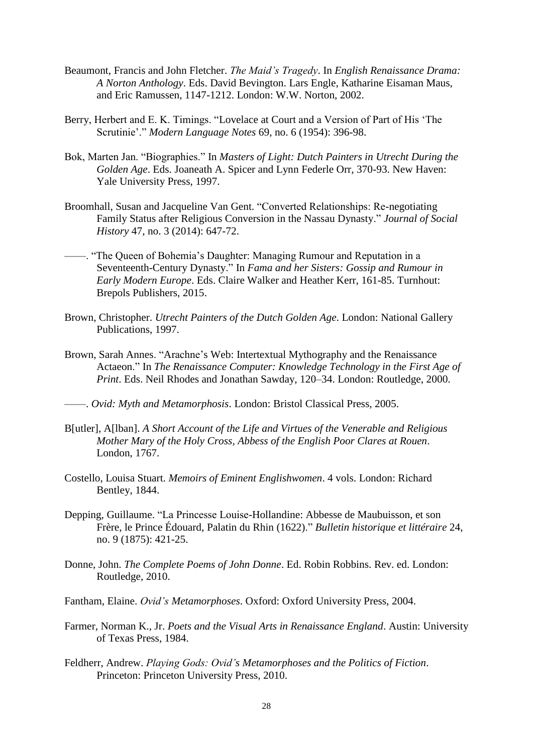Beaumont, Francis and John Fletcher. *The Maid's Tragedy*. In *English Renaissance Drama: A Norton Anthology*. Eds. David Bevington. Lars Engle, Katharine Eisaman Maus, and Eric Ramussen, 1147-1212. London: W.W. Norton, 2002.

Berry, Herbert and E. K. Timings. "Lovelace at Court and a Version of Part of His 'The Scrutinie'." *Modern Language Notes* 69, no. 6 (1954): 396-98.

Bok, Marten Jan. "Biographies." In *Masters of Light: Dutch Painters in Utrecht During the Golden Age*. Eds. Joaneath A. Spicer and Lynn Federle Orr, 370-93. New Haven: Yale University Press, 1997.

Broomhall, Susan and Jacqueline Van Gent. "Converted Relationships: Re-negotiating Family Status after Religious Conversion in the Nassau Dynasty." *Journal of Social History* 47, no. 3 (2014): 647-72.

——. "The Queen of Bohemia's Daughter: Managing Rumour and Reputation in a Seventeenth-Century Dynasty." In *Fama and her Sisters: Gossip and Rumour in Early Modern Europe*. Eds. Claire Walker and Heather Kerr, 161-85. Turnhout: Brepols Publishers, 2015.

Brown, Christopher. *Utrecht Painters of the Dutch Golden Age*. London: National Gallery Publications, 1997.

Brown, Sarah Annes. "Arachne's Web: Intertextual Mythography and the Renaissance Actaeon." In *The Renaissance Computer: Knowledge Technology in the First Age of Print*. Eds. Neil Rhodes and Jonathan Sawday, 120–34. London: Routledge, 2000.

——. *Ovid: Myth and Metamorphosis*. London: Bristol Classical Press, 2005.

B[utler], A[lban]. *A Short Account of the Life and Virtues of the Venerable and Religious Mother Mary of the Holy Cross, Abbess of the English Poor Clares at Rouen*. London, 1767.

Costello, Louisa Stuart. *Memoirs of Eminent Englishwomen*. 4 vols. London: Richard Bentley, 1844.

Depping, Guillaume. "La Princesse Louise-Hollandine: Abbesse de Maubuisson, et son Frère, le Prince Édouard, Palatin du Rhin (1622)." *Bulletin historique et littéraire* 24, no. 9 (1875): 421-25.

Donne, John. *The Complete Poems of John Donne*. Ed. Robin Robbins. Rev. ed. London: Routledge, 2010.

Fantham, Elaine. *Ovid's Metamorphoses*. Oxford: Oxford University Press, 2004.

Farmer, Norman K., Jr. *Poets and the Visual Arts in Renaissance England*. Austin: University of Texas Press, 1984.

Feldherr, Andrew. *Playing Gods: Ovid's Metamorphoses and the Politics of Fiction*. Princeton: Princeton University Press, 2010.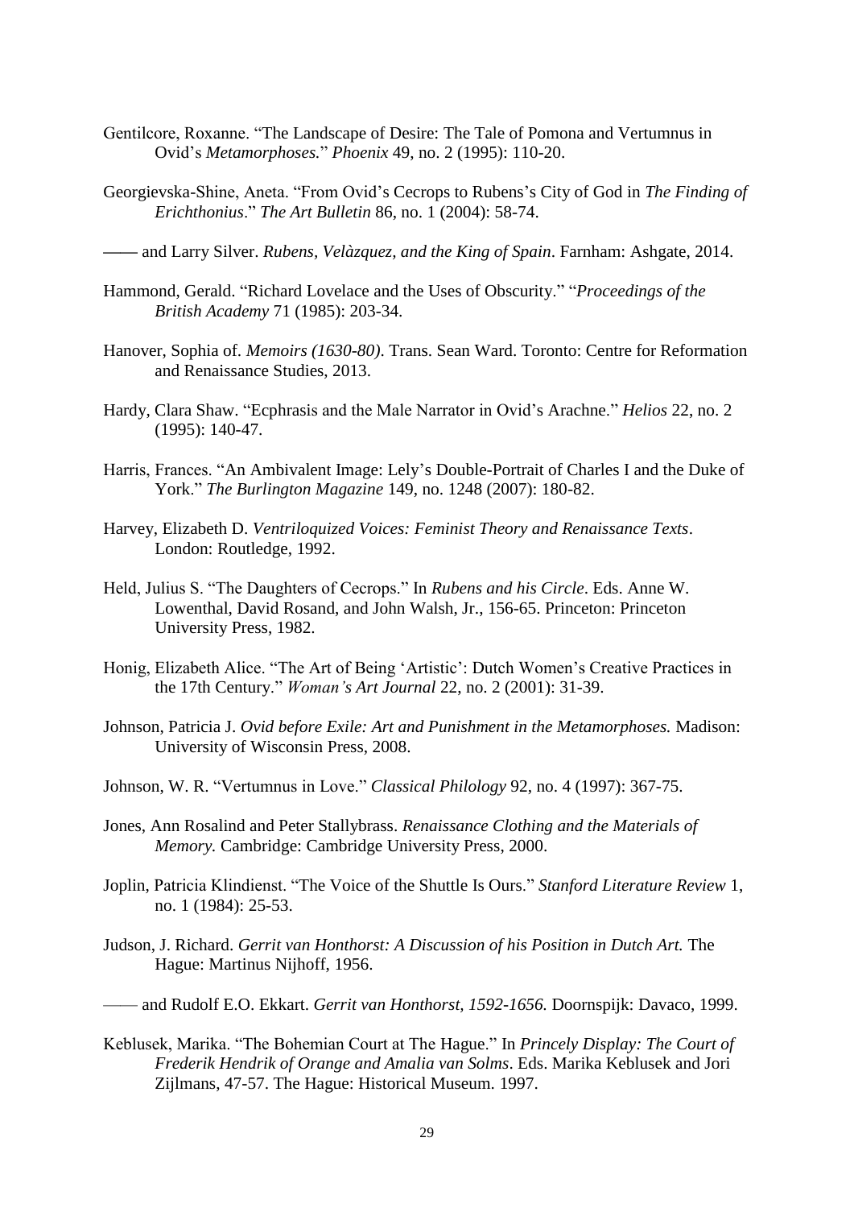Gentilcore, Roxanne. "The Landscape of Desire: The Tale of Pomona and Vertumnus in Ovid's *Metamorphoses*." *Phoenix* 49, no. 2 (1995): 110-20.

Georgievska-Shine, Aneta. "From Ovid's Cecrops to Rubens's City of God in *The Finding of Erichthonius*." *The Art Bulletin* 86, no. 1 (2004): 58-74.

—— and Larry Silver. *Rubens, Velàzquez, and the King of Spain*. Farnham: Ashgate, 2014.

Hammond, Gerald. "Richard Lovelace and the Uses of Obscurity." "*Proceedings of the British Academy* 71 (1985): 203-34.

Hanover, Sophia of. *Memoirs (1630-80)*. Trans. Sean Ward. Toronto: Centre for Reformation and Renaissance Studies, 2013.

Hardy, Clara Shaw. "Ecphrasis and the Male Narrator in Ovid's Arachne." *Helios* 22, no. 2 (1995): 140-47.

Harris, Frances. "An Ambivalent Image: Lely's Double-Portrait of Charles I and the Duke of York." *The Burlington Magazine* 149, no. 1248 (2007): 180-82.

Harvey, Elizabeth D. *Ventriloquized Voices: Feminist Theory and Renaissance Texts*. London: Routledge, 1992.

Held, Julius S. "The Daughters of Cecrops." In *Rubens and his Circle*. Eds. Anne W. Lowenthal, David Rosand, and John Walsh, Jr., 156-65. Princeton: Princeton University Press, 1982.

Honig, Elizabeth Alice. "The Art of Being 'Artistic': Dutch Women's Creative Practices in the 17th Century." *Woman's Art Journal* 22, no. 2 (2001): 31-39.

Johnson, Patricia J. *Ovid before Exile: Art and Punishment in the Metamorphoses.* Madison: University of Wisconsin Press, 2008.

Johnson, W. R. "Vertumnus in Love." *Classical Philology* 92, no. 4 (1997): 367-75.

Jones, Ann Rosalind and Peter Stallybrass. *Renaissance Clothing and the Materials of Memory.* Cambridge: Cambridge University Press, 2000.

Joplin, Patricia Klindienst. "The Voice of the Shuttle Is Ours." *Stanford Literature Review* 1, no. 1 (1984): 25-53.

Judson, J. Richard. *Gerrit van Honthorst: A Discussion of his Position in Dutch Art.* The Hague: Martinus Nijhoff, 1956.

—— and Rudolf E.O. Ekkart. *Gerrit van Honthorst, 1592-1656.* Doornspijk: Davaco, 1999.

Keblusek, Marika. "The Bohemian Court at The Hague." In *Princely Display: The Court of Frederik Hendrik of Orange and Amalia van Solms*. Eds. Marika Keblusek and Jori Zijlmans, 47-57. The Hague: Historical Museum. 1997.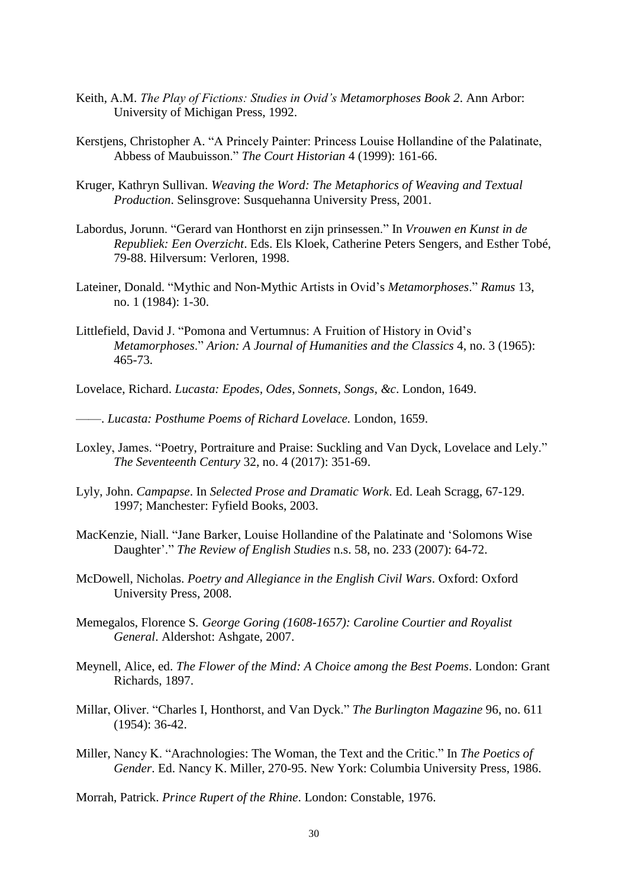Keith, A.M. *The Play of Fictions: Studies in Ovid's Metamorphoses Book 2*. Ann Arbor: University of Michigan Press, 1992.

Kerstjens, Christopher A. "A Princely Painter: Princess Louise Hollandine of the Palatinate, Abbess of Maubuisson." *The Court Historian* 4 (1999): 161-66.

Kruger, Kathryn Sullivan. *Weaving the Word: The Metaphorics of Weaving and Textual Production*. Selinsgrove: Susquehanna University Press, 2001.

Labordus, Jorunn. "Gerard van Honthorst en zijn prinsessen." In *Vrouwen en Kunst in de Republiek: Een Overzicht*. Eds. Els Kloek, Catherine Peters Sengers, and Esther Tobé, 79-88. Hilversum: Verloren, 1998.

Lateiner, Donald. "Mythic and Non-Mythic Artists in Ovid's *Metamorphoses*." *Ramus* 13, no. 1 (1984): 1-30.

Littlefield, David J. "Pomona and Vertumnus: A Fruition of History in Ovid's *Metamorphoses*." *Arion: A Journal of Humanities and the Classics* 4, no. 3 (1965): 465-73.

Lovelace, Richard. *Lucasta: Epodes, Odes, Sonnets, Songs, &c*. London, 1649.

——. *Lucasta: Posthume Poems of Richard Lovelace.* London, 1659.

Loxley, James. "Poetry, Portraiture and Praise: Suckling and Van Dyck, Lovelace and Lely." *The Seventeenth Century* 32, no. 4 (2017): 351-69.

Lyly, John. *Campapse*. In *Selected Prose and Dramatic Work*. Ed. Leah Scragg, 67-129. 1997; Manchester: Fyfield Books, 2003.

MacKenzie, Niall. "Jane Barker, Louise Hollandine of the Palatinate and 'Solomons Wise Daughter'." *The Review of English Studies* n.s. 58, no. 233 (2007): 64-72.

McDowell, Nicholas. *Poetry and Allegiance in the English Civil Wars*. Oxford: Oxford University Press, 2008.

Memegalos, Florence S. *George Goring (1608-1657): Caroline Courtier and Royalist General*. Aldershot: Ashgate, 2007.

Meynell, Alice, ed. *The Flower of the Mind: A Choice among the Best Poems*. London: Grant Richards, 1897.

Millar, Oliver. "Charles I, Honthorst, and Van Dyck." *The Burlington Magazine* 96, no. 611 (1954): 36-42.

Miller, Nancy K. "Arachnologies: The Woman, the Text and the Critic." In *The Poetics of Gender*. Ed. Nancy K. Miller, 270-95. New York: Columbia University Press, 1986.

Morrah, Patrick. *Prince Rupert of the Rhine*. London: Constable, 1976.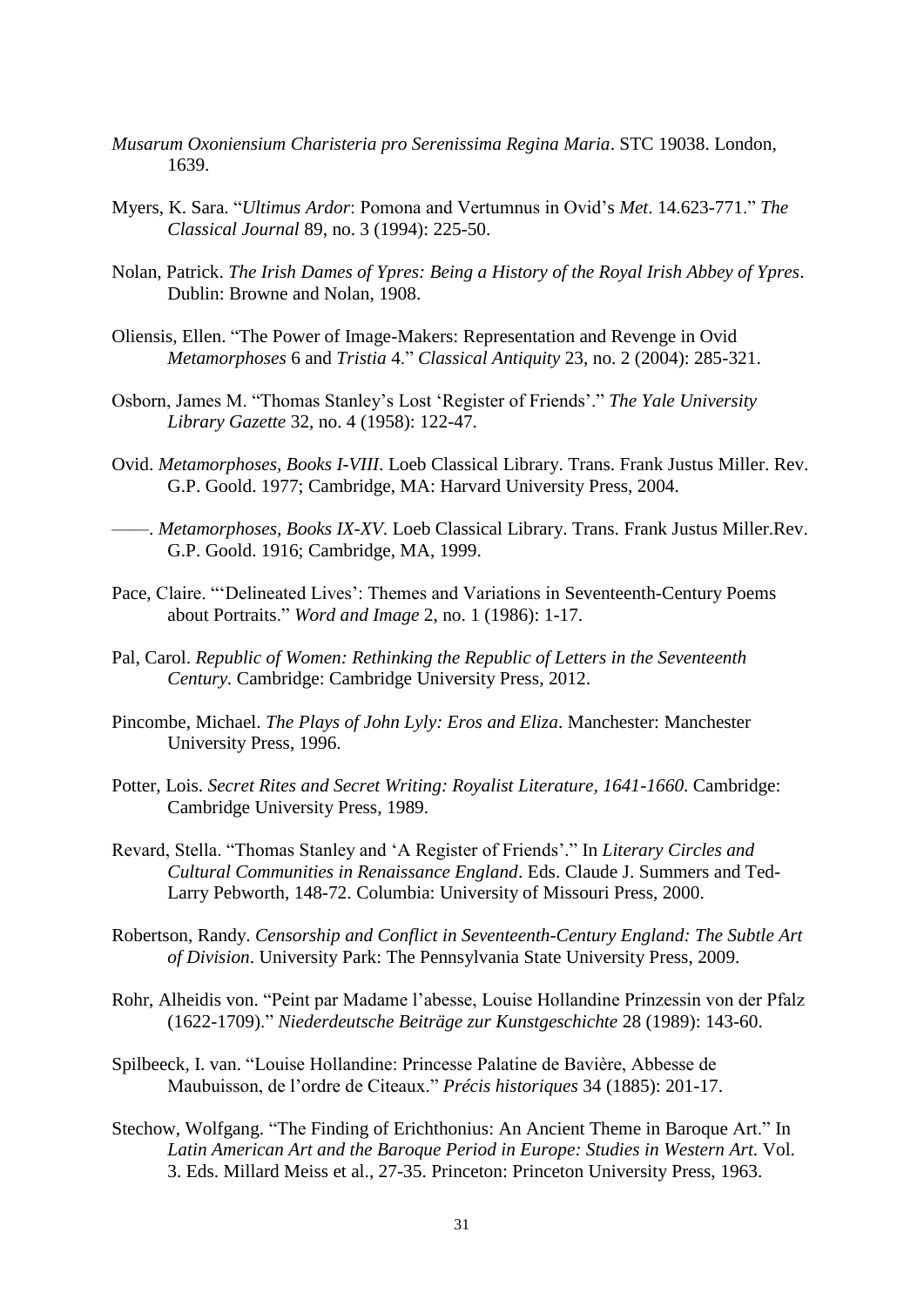*Musarum Oxoniensium Charisteria pro Serenissima Regina Maria*. STC 19038. London, 1639.

Myers, K. Sara. "*Ultimus Ardor*: Pomona and Vertumnus in Ovid's *Met*. 14.623-771." *The Classical Journal* 89, no. 3 (1994): 225-50.

Nolan, Patrick. *The Irish Dames of Ypres: Being a History of the Royal Irish Abbey of Ypres*. Dublin: Browne and Nolan, 1908.

Oliensis, Ellen. "The Power of Image-Makers: Representation and Revenge in Ovid *Metamorphoses* 6 and *Tristia* 4." *Classical Antiquity* 23, no. 2 (2004): 285-321.

Osborn, James M. "Thomas Stanley's Lost 'Register of Friends'." *The Yale University Library Gazette* 32, no. 4 (1958): 122-47.

Ovid. *Metamorphoses, Books I-VIII*. Loeb Classical Library. Trans. Frank Justus Miller. Rev. G.P. Goold. 1977; Cambridge, MA: Harvard University Press, 2004.

——. *Metamorphoses, Books IX-XV*. Loeb Classical Library. Trans. Frank Justus Miller.Rev. G.P. Goold. 1916; Cambridge, MA, 1999.

Pace, Claire. "'Delineated Lives': Themes and Variations in Seventeenth-Century Poems about Portraits." *Word and Image* 2, no. 1 (1986): 1-17.

Pal, Carol. *Republic of Women: Rethinking the Republic of Letters in the Seventeenth Century*. Cambridge: Cambridge University Press, 2012.

Pincombe, Michael. *The Plays of John Lyly: Eros and Eliza*. Manchester: Manchester University Press, 1996.

Potter, Lois. *Secret Rites and Secret Writing: Royalist Literature, 1641-1660*. Cambridge: Cambridge University Press, 1989.

Revard, Stella. "Thomas Stanley and 'A Register of Friends'." In *Literary Circles and Cultural Communities in Renaissance England*. Eds. Claude J. Summers and Ted-Larry Pebworth, 148-72. Columbia: University of Missouri Press, 2000.

Robertson, Randy. *Censorship and Conflict in Seventeenth-Century England: The Subtle Art of Division*. University Park: The Pennsylvania State University Press, 2009.

Rohr, Alheidis von. "Peint par Madame l'abesse, Louise Hollandine Prinzessin von der Pfalz (1622-1709)." *Niederdeutsche Beiträge zur Kunstgeschichte* 28 (1989): 143-60.

Spilbeeck, I. van. "Louise Hollandine: Princesse Palatine de Bavière, Abbesse de Maubuisson, de l'ordre de Citeaux." *Précis historiques* 34 (1885): 201-17.

Stechow, Wolfgang. "The Finding of Erichthonius: An Ancient Theme in Baroque Art." In *Latin American Art and the Baroque Period in Europe: Studies in Western Art*. Vol. 3. Eds. Millard Meiss et al., 27-35. Princeton: Princeton University Press, 1963.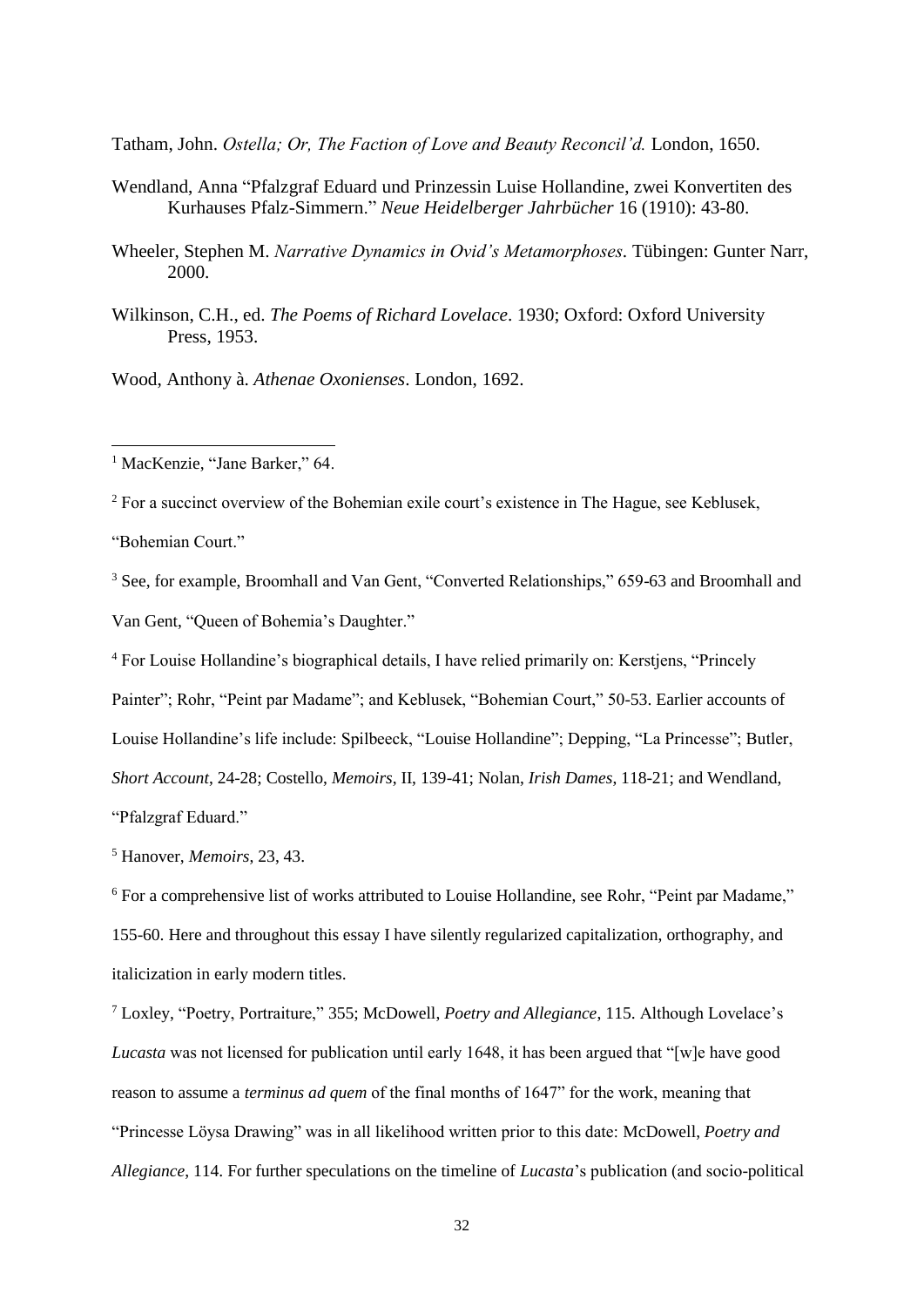Tatham, John. *Ostella; Or, The Faction of Love and Beauty Reconcil'd.* London, 1650.

Wendland, Anna "Pfalzgraf Eduard und Prinzessin Luise Hollandine, zwei Konvertiten des Kurhauses Pfalz-Simmern." *Neue Heidelberger Jahrbücher* 16 (1910): 43-80.

Wheeler, Stephen M. *Narrative Dynamics in Ovid's Metamorphoses*. Tübingen: Gunter Narr, 2000.

Wilkinson, C.H., ed. *The Poems of Richard Lovelace*. 1930; Oxford: Oxford University Press, 1953.

Wood, Anthony à. *Athenae Oxonienses*. London, 1692.

---

[1] MacKenzie, "Jane Barker," 64.

[2] For a succinct overview of the Bohemian exile court's existence in The Hague, see Keblusek, "Bohemian Court."

[3] See, for example, Broomhall and Van Gent, "Converted Relationships," 659-63 and Broomhall and Van Gent, "Queen of Bohemia's Daughter."

[4] For Louise Hollandine's biographical details, I have relied primarily on: Kerstjens, "Princely Painter"; Rohr, "Peint par Madame"; and Keblusek, "Bohemian Court," 50-53. Earlier accounts of Louise Hollandine's life include: Spilbeeck, "Louise Hollandine"; Depping, "La Princesse"; Butler, *Short Account*, 24-28; Costello, *Memoirs*, II, 139-41; Nolan, *Irish Dames*, 118-21; and Wendland, "Pfalzgraf Eduard."

[5] Hanover, *Memoirs*, 23, 43.

[6] For a comprehensive list of works attributed to Louise Hollandine, see Rohr, "Peint par Madame," 155-60. Here and throughout this essay I have silently regularized capitalization, orthography, and italicization in early modern titles.

[7] Loxley, "Poetry, Portraiture," 355; McDowell, *Poetry and Allegiance*, 115. Although Lovelace's *Lucasta* was not licensed for publication until early 1648, it has been argued that "[w]e have good reason to assume a *terminus ad quem* of the final months of 1647" for the work, meaning that "Princesse Löysa Drawing" was in all likelihood written prior to this date: McDowell, *Poetry and Allegiance*, 114. For further speculations on the timeline of *Lucasta*'s publication (and socio-political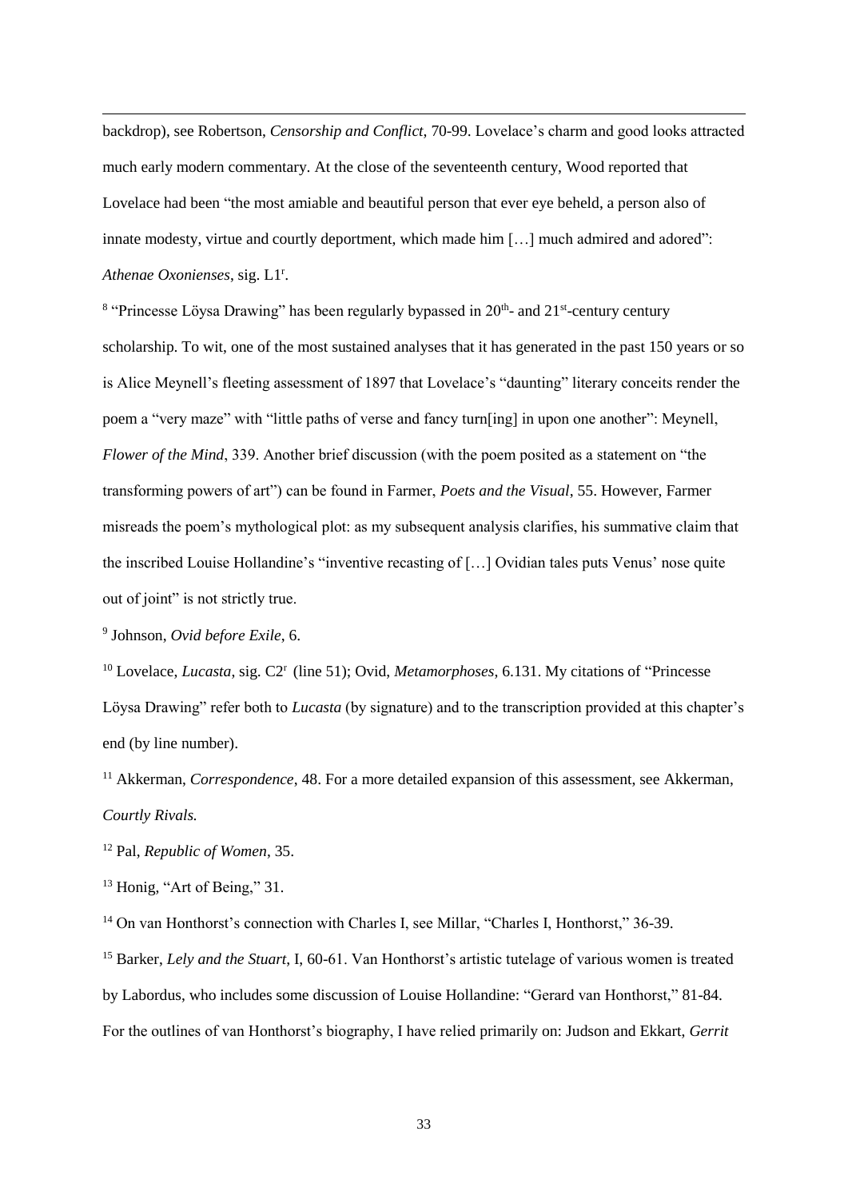backdrop), see Robertson, *Censorship and Conflict*, 70-99. Lovelace's charm and good looks attracted much early modern commentary. At the close of the seventeenth century, Wood reported that Lovelace had been "the most amiable and beautiful person that ever eye beheld, a person also of innate modesty, virtue and courtly deportment, which made him […] much admired and adored": *Athenae Oxonienses*, sig. L1r.

[8] "Princesse Löysa Drawing" has been regularly bypassed in 20th- and 21st-century century scholarship. To wit, one of the most sustained analyses that it has generated in the past 150 years or so is Alice Meynell's fleeting assessment of 1897 that Lovelace's "daunting" literary conceits render the poem a "very maze" with "little paths of verse and fancy turn[ing] in upon one another": Meynell, *Flower of the Mind*, 339. Another brief discussion (with the poem posited as a statement on "the transforming powers of art") can be found in Farmer, *Poets and the Visual*, 55. However, Farmer misreads the poem's mythological plot: as my subsequent analysis clarifies, his summative claim that the inscribed Louise Hollandine's "inventive recasting of […] Ovidian tales puts Venus' nose quite out of joint" is not strictly true.

[9] Johnson, *Ovid before Exile*, 6.

[10] Lovelace, *Lucasta*, sig. C2r (line 51); Ovid, *Metamorphoses*, 6.131. My citations of "Princesse Löysa Drawing" refer both to *Lucasta* (by signature) and to the transcription provided at this chapter's end (by line number).

[11] Akkerman, *Correspondence*, 48. For a more detailed expansion of this assessment, see Akkerman, *Courtly Rivals.*

[12] Pal, *Republic of Women*, 35.

[13] Honig, "Art of Being," 31.

[14] On van Honthorst's connection with Charles I, see Millar, "Charles I, Honthorst," 36-39.

[15] Barker, *Lely and the Stuart*, I, 60-61. Van Honthorst's artistic tutelage of various women is treated by Labordus, who includes some discussion of Louise Hollandine: "Gerard van Honthorst," 81-84. For the outlines of van Honthorst's biography, I have relied primarily on: Judson and Ekkart, *Gerrit*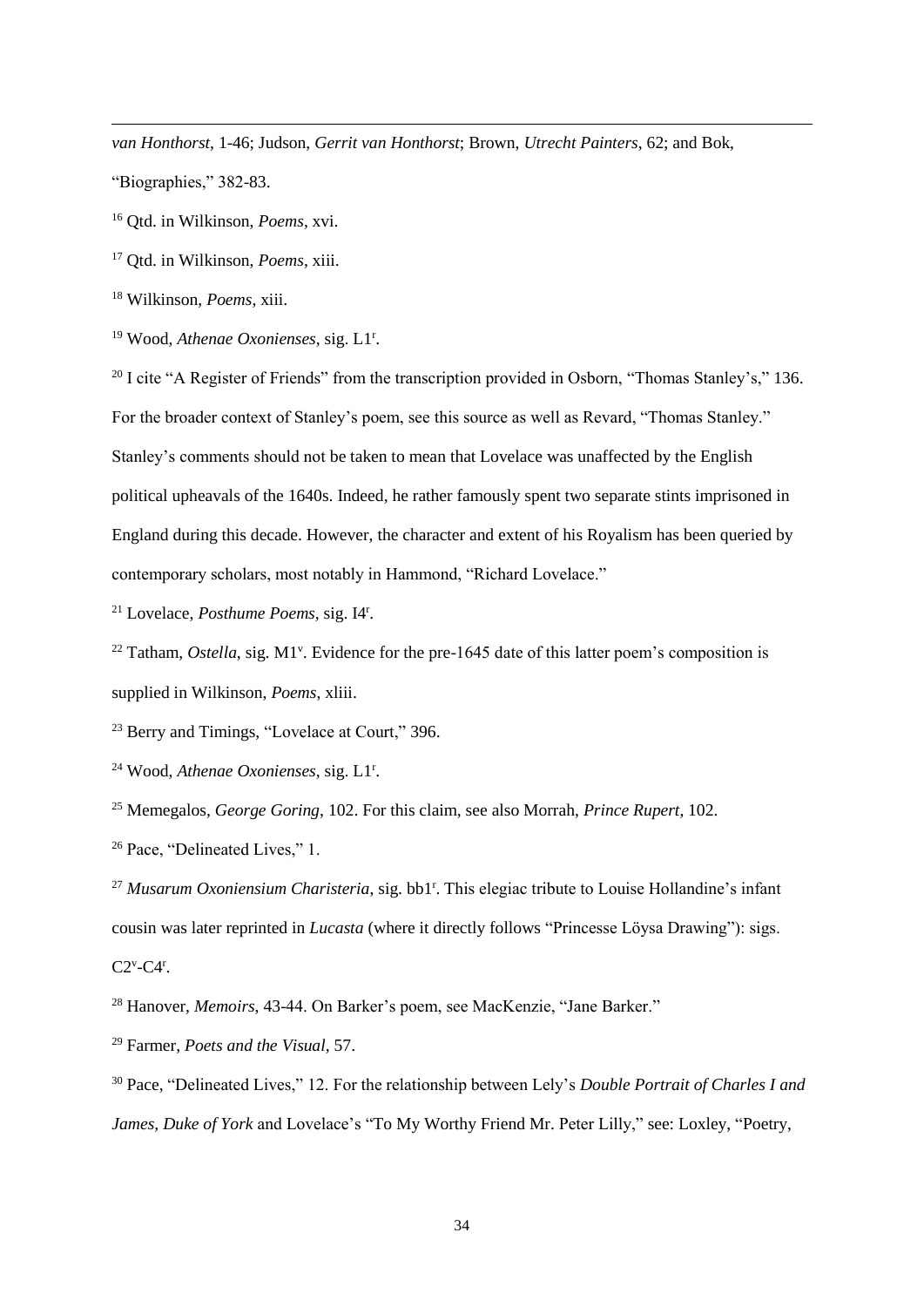*van Honthorst*, 1-46; Judson, *Gerrit van Honthorst*; Brown, *Utrecht Painters*, 62; and Bok, "Biographies," 382-83.

[16] Qtd. in Wilkinson, *Poems*, xvi.

[17] Qtd. in Wilkinson, *Poems*, xiii.

[18] Wilkinson, *Poems*, xiii.

[19] Wood, *Athenae Oxonienses*, sig. L1r.

[20] I cite "A Register of Friends" from the transcription provided in Osborn, "Thomas Stanley's," 136. For the broader context of Stanley's poem, see this source as well as Revard, "Thomas Stanley." Stanley's comments should not be taken to mean that Lovelace was unaffected by the English political upheavals of the 1640s. Indeed, he rather famously spent two separate stints imprisoned in England during this decade. However, the character and extent of his Royalism has been queried by contemporary scholars, most notably in Hammond, "Richard Lovelace."

[21] Lovelace, *Posthume Poems*, sig. I4r.

[22] Tatham, *Ostella*, sig. M1v. Evidence for the pre-1645 date of this latter poem's composition is supplied in Wilkinson, *Poems*, xliii.

[23] Berry and Timings, "Lovelace at Court," 396.

[24] Wood, *Athenae Oxonienses*, sig. L1r.

[25] Memegalos, *George Goring*, 102. For this claim, see also Morrah, *Prince Rupert*, 102.

[26] Pace, "Delineated Lives," 1.

[27] *Musarum Oxoniensium Charisteria*, sig. bb1r. This elegiac tribute to Louise Hollandine's infant cousin was later reprinted in *Lucasta* (where it directly follows "Princesse Löysa Drawing"): sigs. C2v-C4r.

[28] Hanover, *Memoirs*, 43-44. On Barker's poem, see MacKenzie, "Jane Barker."

[29] Farmer, *Poets and the Visual*, 57.

[30] Pace, "Delineated Lives," 12. For the relationship between Lely's *Double Portrait of Charles I and James, Duke of York* and Lovelace's "To My Worthy Friend Mr. Peter Lilly," see: Loxley, "Poetry,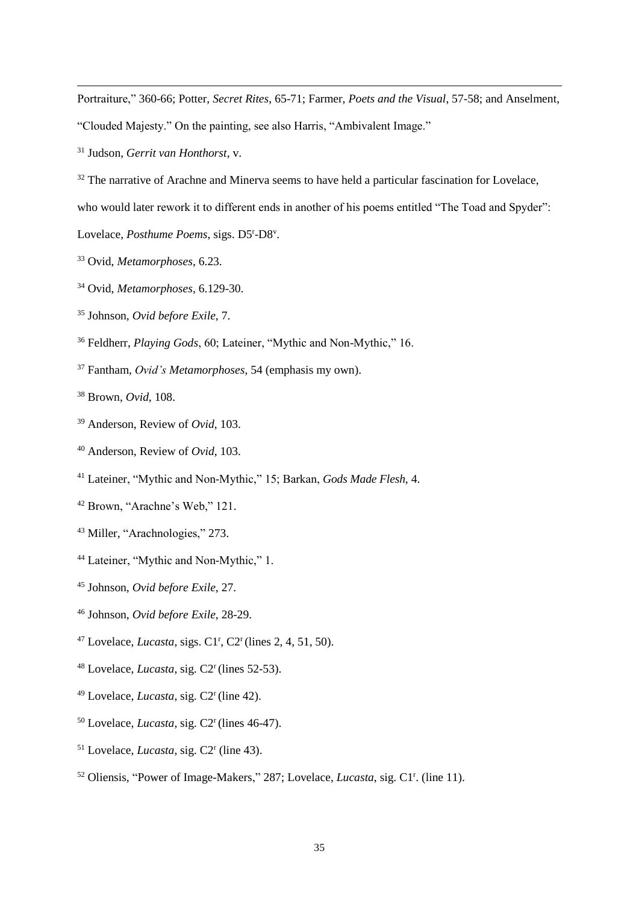Portraiture," 360-66; Potter, *Secret Rites*, 65-71; Farmer, *Poets and the Visual*, 57-58; and Anselment, "Clouded Majesty." On the painting, see also Harris, "Ambivalent Image."

[31] Judson, *Gerrit van Honthorst*, v.

[32] The narrative of Arachne and Minerva seems to have held a particular fascination for Lovelace, who would later rework it to different ends in another of his poems entitled "The Toad and Spyder": Lovelace, *Posthume Poems*, sigs. D5r-D8v.

[33] Ovid, *Metamorphoses*, 6.23.

[34] Ovid, *Metamorphoses*, 6.129-30.

[35] Johnson, *Ovid before Exile*, 7.

[36] Feldherr, *Playing Gods*, 60; Lateiner, "Mythic and Non-Mythic," 16.

[37] Fantham, *Ovid's Metamorphoses*, 54 (emphasis my own).

[38] Brown, *Ovid*, 108.

[39] Anderson, Review of *Ovid*, 103.

[40] Anderson, Review of *Ovid*, 103.

[41] Lateiner, "Mythic and Non-Mythic," 15; Barkan, *Gods Made Flesh*, 4.

[42] Brown, "Arachne's Web," 121.

[43] Miller, "Arachnologies," 273.

[44] Lateiner, "Mythic and Non-Mythic," 1.

[45] Johnson, *Ovid before Exile*, 27.

[46] Johnson, *Ovid before Exile*, 28-29.

[47] Lovelace, *Lucasta*, sigs. C1r, C2r (lines 2, 4, 51, 50).

[48] Lovelace, *Lucasta*, sig. C2r (lines 52-53).

[49] Lovelace, *Lucasta*, sig. C2r (line 42).

[50] Lovelace, *Lucasta*, sig. C2r (lines 46-47).

[51] Lovelace, *Lucasta*, sig. C2r (line 43).

[52] Oliensis, "Power of Image-Makers," 287; Lovelace, *Lucasta*, sig. C1r. (line 11).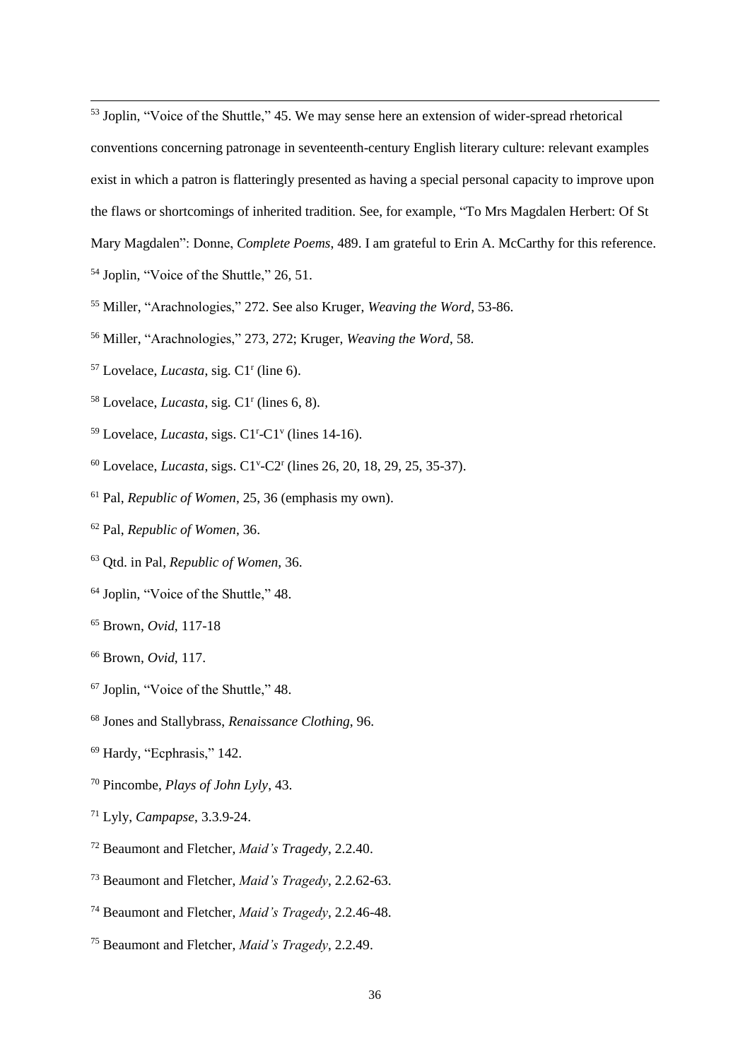[53] Joplin, "Voice of the Shuttle," 45. We may sense here an extension of wider-spread rhetorical conventions concerning patronage in seventeenth-century English literary culture: relevant examples exist in which a patron is flatteringly presented as having a special personal capacity to improve upon the flaws or shortcomings of inherited tradition. See, for example, "To Mrs Magdalen Herbert: Of St Mary Magdalen": Donne, *Complete Poems*, 489. I am grateful to Erin A. McCarthy for this reference.

[54] Joplin, "Voice of the Shuttle," 26, 51.

[55] Miller, "Arachnologies," 272. See also Kruger, *Weaving the Word*, 53-86.

[56] Miller, "Arachnologies," 273, 272; Kruger, *Weaving the Word*, 58.

[57] Lovelace, *Lucasta*, sig. C1r (line 6).

[58] Lovelace, *Lucasta*, sig. C1r (lines 6, 8).

[59] Lovelace, *Lucasta*, sigs. C1r-C1v (lines 14-16).

[60] Lovelace, *Lucasta*, sigs. C1v-C2r (lines 26, 20, 18, 29, 25, 35-37).

[61] Pal, *Republic of Women*, 25, 36 (emphasis my own).

[62] Pal, *Republic of Women*, 36.

[63] Qtd. in Pal, *Republic of Women*, 36.

[64] Joplin, "Voice of the Shuttle," 48.

[65] Brown, *Ovid*, 117-18

[66] Brown, *Ovid*, 117.

[67] Joplin, "Voice of the Shuttle," 48.

[68] Jones and Stallybrass, *Renaissance Clothing*, 96.

[69] Hardy, "Ecphrasis," 142.

[70] Pincombe, *Plays of John Lyly*, 43.

[71] Lyly, *Campapse*, 3.3.9-24.

[72] Beaumont and Fletcher, *Maid's Tragedy*, 2.2.40.

[73] Beaumont and Fletcher, *Maid's Tragedy*, 2.2.62-63.

[74] Beaumont and Fletcher, *Maid's Tragedy*, 2.2.46-48.

[75] Beaumont and Fletcher, *Maid's Tragedy*, 2.2.49.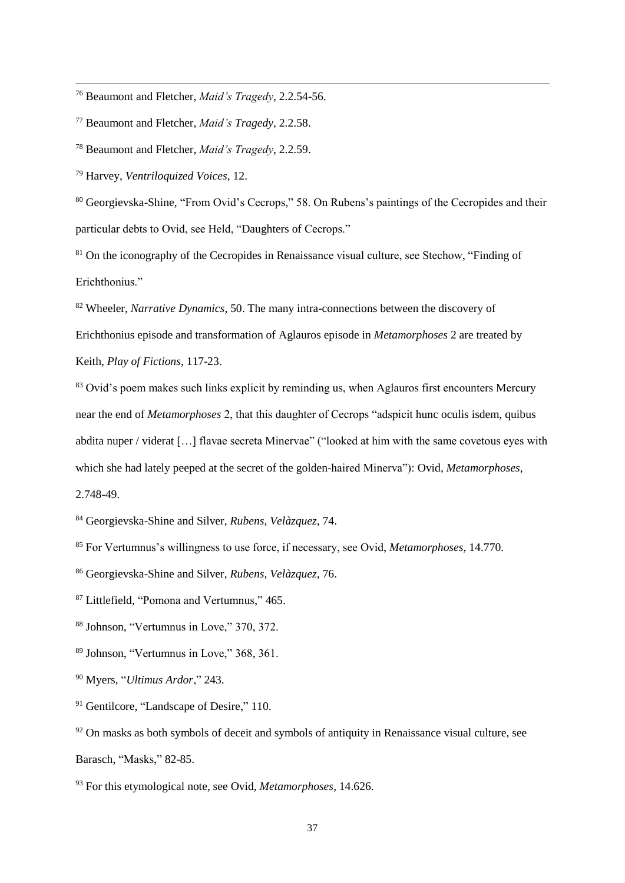[76] Beaumont and Fletcher, *Maid's Tragedy*, 2.2.54-56.

[77] Beaumont and Fletcher, *Maid's Tragedy*, 2.2.58.

[78] Beaumont and Fletcher, *Maid's Tragedy*, 2.2.59.

[79] Harvey, *Ventriloquized Voices*, 12.

[80] Georgievska-Shine, "From Ovid's Cecrops," 58. On Rubens's paintings of the Cecropides and their particular debts to Ovid, see Held, "Daughters of Cecrops."

[81] On the iconography of the Cecropides in Renaissance visual culture, see Stechow, "Finding of Erichthonius."

[82] Wheeler, *Narrative Dynamics*, 50. The many intra-connections between the discovery of Erichthonius episode and transformation of Aglauros episode in *Metamorphoses* 2 are treated by Keith, *Play of Fictions*, 117-23.

[83] Ovid's poem makes such links explicit by reminding us, when Aglauros first encounters Mercury near the end of *Metamorphoses* 2, that this daughter of Cecrops "adspicit hunc oculis isdem, quibus abdita nuper / viderat […] flavae secreta Minervae" ("looked at him with the same covetous eyes with which she had lately peeped at the secret of the golden-haired Minerva"): Ovid, *Metamorphoses*, 2.748-49.

[84] Georgievska-Shine and Silver, *Rubens, Velàzquez*, 74.

[85] For Vertumnus's willingness to use force, if necessary, see Ovid, *Metamorphoses*, 14.770.

[86] Georgievska-Shine and Silver, *Rubens, Velàzquez*, 76.

[87] Littlefield, "Pomona and Vertumnus," 465.

[88] Johnson, "Vertumnus in Love," 370, 372.

[89] Johnson, "Vertumnus in Love," 368, 361.

[90] Myers, "*Ultimus Ardor*," 243.

[91] Gentilcore, "Landscape of Desire," 110.

[92] On masks as both symbols of deceit and symbols of antiquity in Renaissance visual culture, see Barasch, "Masks," 82-85.

[93] For this etymological note, see Ovid, *Metamorphoses*, 14.626.